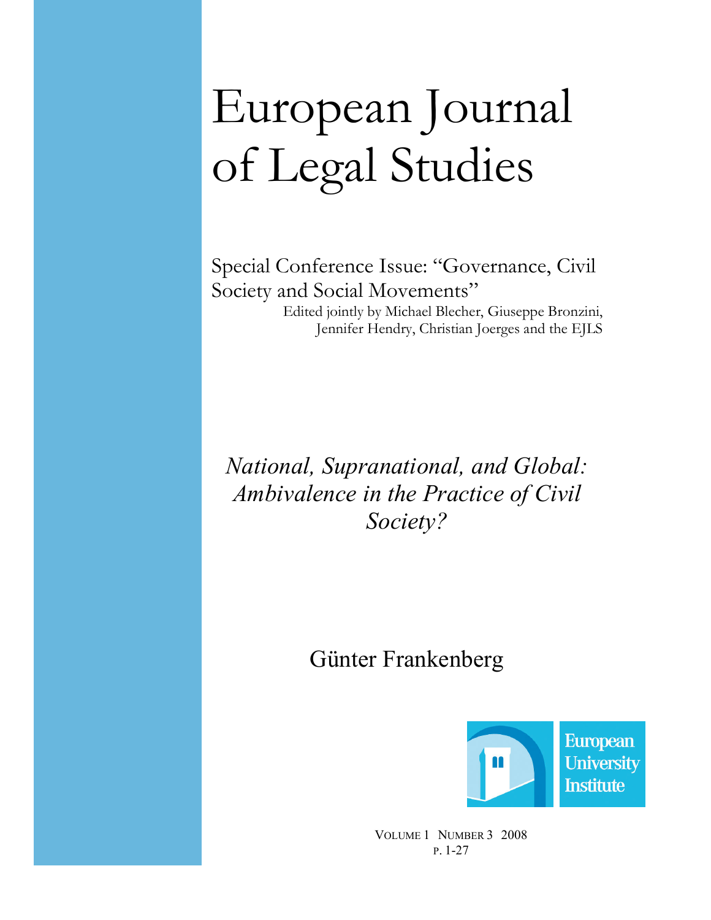# European Journal of Legal Studies

Special Conference Issue: "Governance, Civil Society and Social Movements"

Edited jointly by Michael Blecher, Giuseppe Bronzini, Jennifer Hendry, Christian Joerges and the EJLS

## *National, Supranational, and Global: Ambivalence in the Practice of Civil Society?*

Günter Frankenberg

European University Institute

VOLUME 1 NUMBER 3 2008

P. 1-27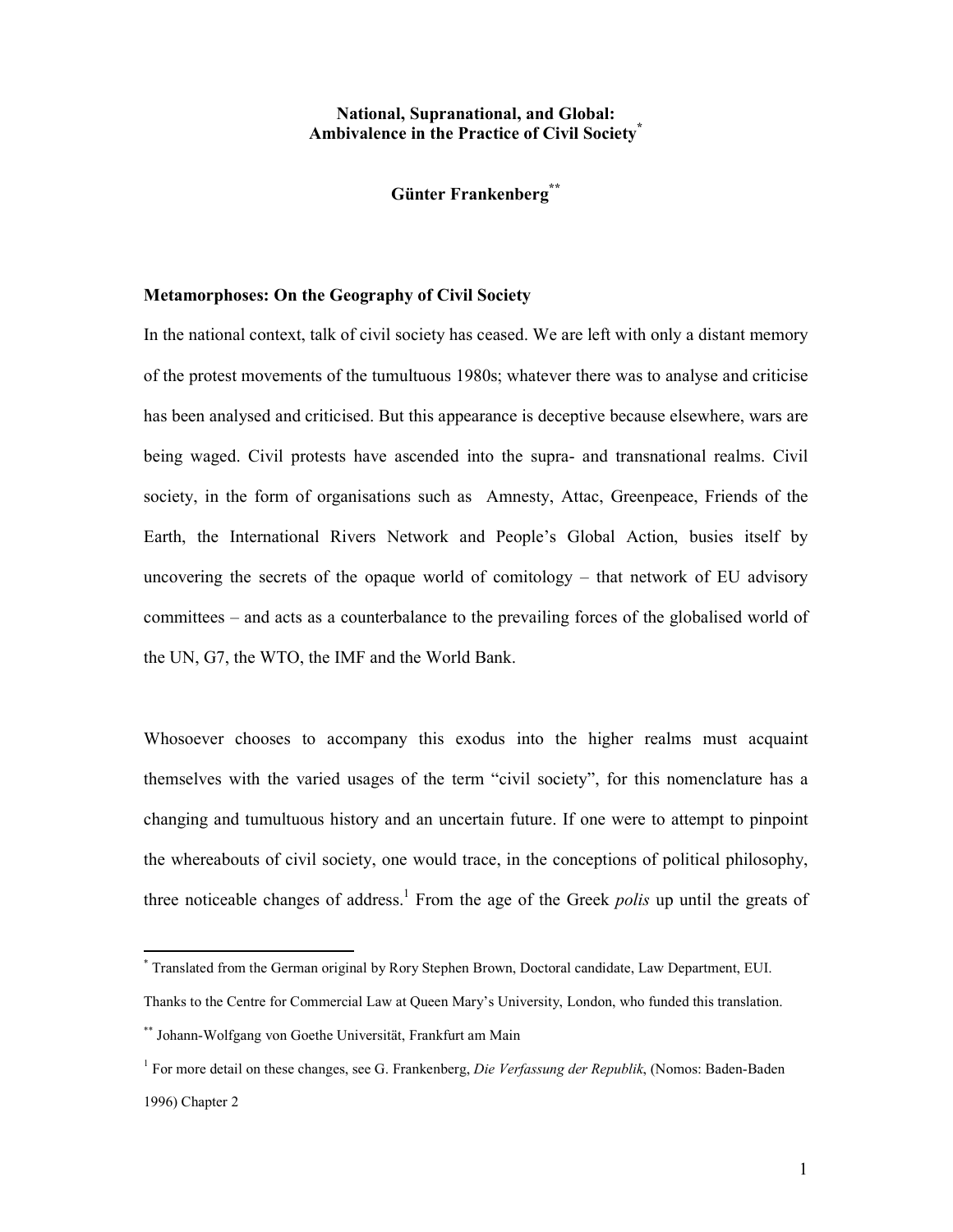**National, Supranational, and Global: Ambivalence in the Practice of Civil Society**[*]

**Günter Frankenberg**[**]

**Metamorphoses: On the Geography of Civil Society**

In the national context, talk of civil society has ceased. We are left with only a distant memory of the protest movements of the tumultuous 1980s; whatever there was to analyse and criticise has been analysed and criticised. But this appearance is deceptive because elsewhere, wars are being waged. Civil protests have ascended into the supra- and transnational realms. Civil society, in the form of organisations such as Amnesty, Attac, Greenpeace, Friends of the Earth, the International Rivers Network and People's Global Action, busies itself by uncovering the secrets of the opaque world of comitology – that network of EU advisory committees – and acts as a counterbalance to the prevailing forces of the globalised world of the UN, G7, the WTO, the IMF and the World Bank.

Whosoever chooses to accompany this exodus into the higher realms must acquaint themselves with the varied usages of the term "civil society", for this nomenclature has a changing and tumultuous history and an uncertain future. If one were to attempt to pinpoint the whereabouts of civil society, one would trace, in the conceptions of political philosophy, three noticeable changes of address.[1] From the age of the Greek *polis* up until the greats of

---

[*] Translated from the German original by Rory Stephen Brown, Doctoral candidate, Law Department, EUI. Thanks to the Centre for Commercial Law at Queen Mary's University, London, who funded this translation.

[**] Johann-Wolfgang von Goethe Universität, Frankfurt am Main

[1] For more detail on these changes, see G. Frankenberg, *Die Verfassung der Republik*, (Nomos: Baden-Baden 1996) Chapter 2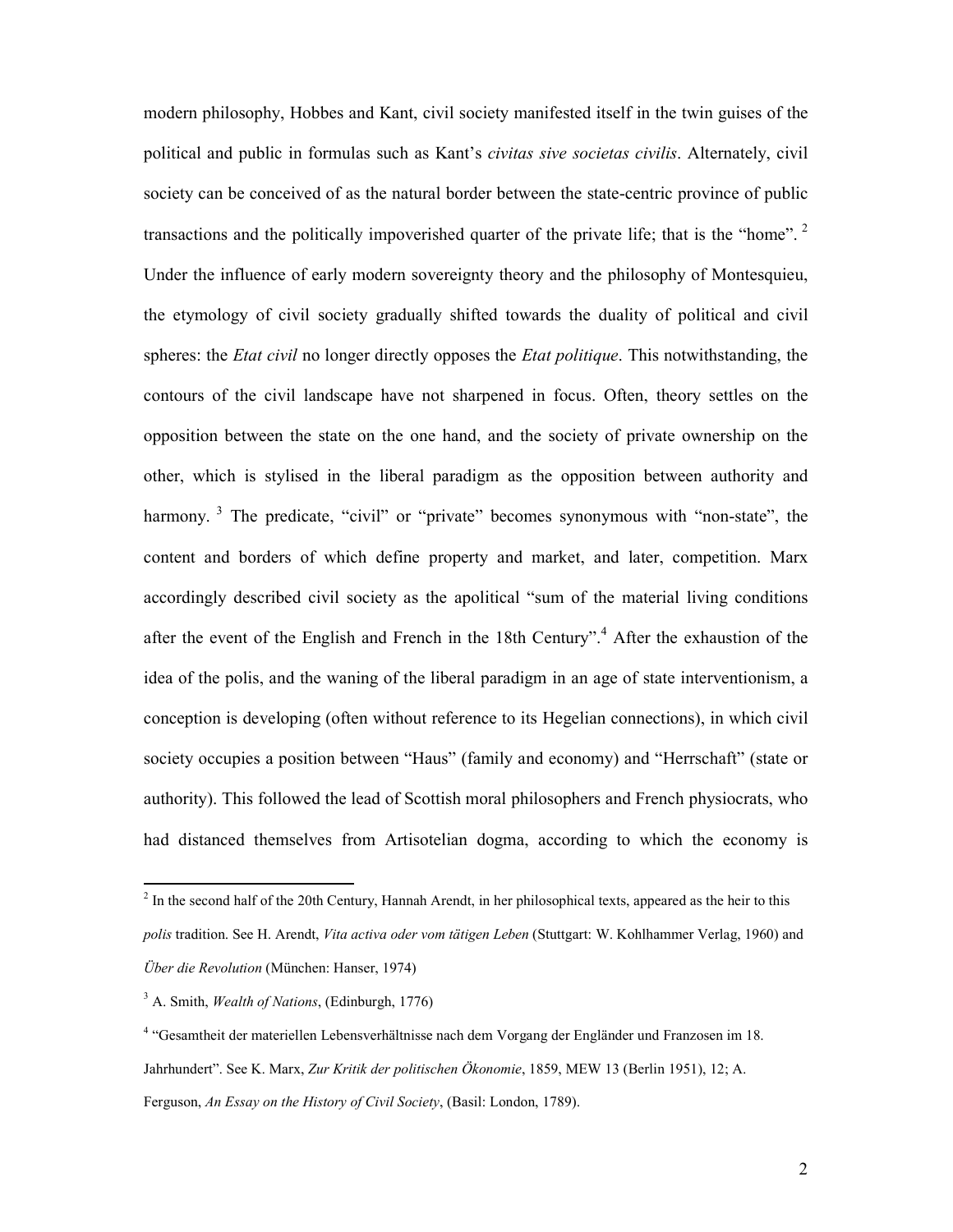modern philosophy, Hobbes and Kant, civil society manifested itself in the twin guises of the political and public in formulas such as Kant's *civitas sive societas civilis*. Alternately, civil society can be conceived of as the natural border between the state-centric province of public transactions and the politically impoverished quarter of the private life; that is the "home". [2] Under the influence of early modern sovereignty theory and the philosophy of Montesquieu, the etymology of civil society gradually shifted towards the duality of political and civil spheres: the *Etat civil* no longer directly opposes the *Etat politique*. This notwithstanding, the contours of the civil landscape have not sharpened in focus. Often, theory settles on the opposition between the state on the one hand, and the society of private ownership on the other, which is stylised in the liberal paradigm as the opposition between authority and harmony. [3] The predicate, "civil" or "private" becomes synonymous with "non-state", the content and borders of which define property and market, and later, competition. Marx accordingly described civil society as the apolitical "sum of the material living conditions after the event of the English and French in the 18th Century".[4] After the exhaustion of the idea of the polis, and the waning of the liberal paradigm in an age of state interventionism, a conception is developing (often without reference to its Hegelian connections), in which civil society occupies a position between "Haus" (family and economy) and "Herrschaft" (state or authority). This followed the lead of Scottish moral philosophers and French physiocrats, who had distanced themselves from Artisotelian dogma, according to which the economy is

---

[2] In the second half of the 20th Century, Hannah Arendt, in her philosophical texts, appeared as the heir to this *polis* tradition. See H. Arendt, *Vita activa oder vom tätigen Leben* (Stuttgart: W. Kohlhammer Verlag, 1960) and *Über die Revolution* (München: Hanser, 1974)

[3] A. Smith, *Wealth of Nations*, (Edinburgh, 1776)

[4] "Gesamtheit der materiellen Lebensverhältnisse nach dem Vorgang der Engländer und Franzosen im 18. Jahrhundert". See K. Marx, *Zur Kritik der politischen Ökonomie*, 1859, MEW 13 (Berlin 1951), 12; A. Ferguson, *An Essay on the History of Civil Society*, (Basil: London, 1789).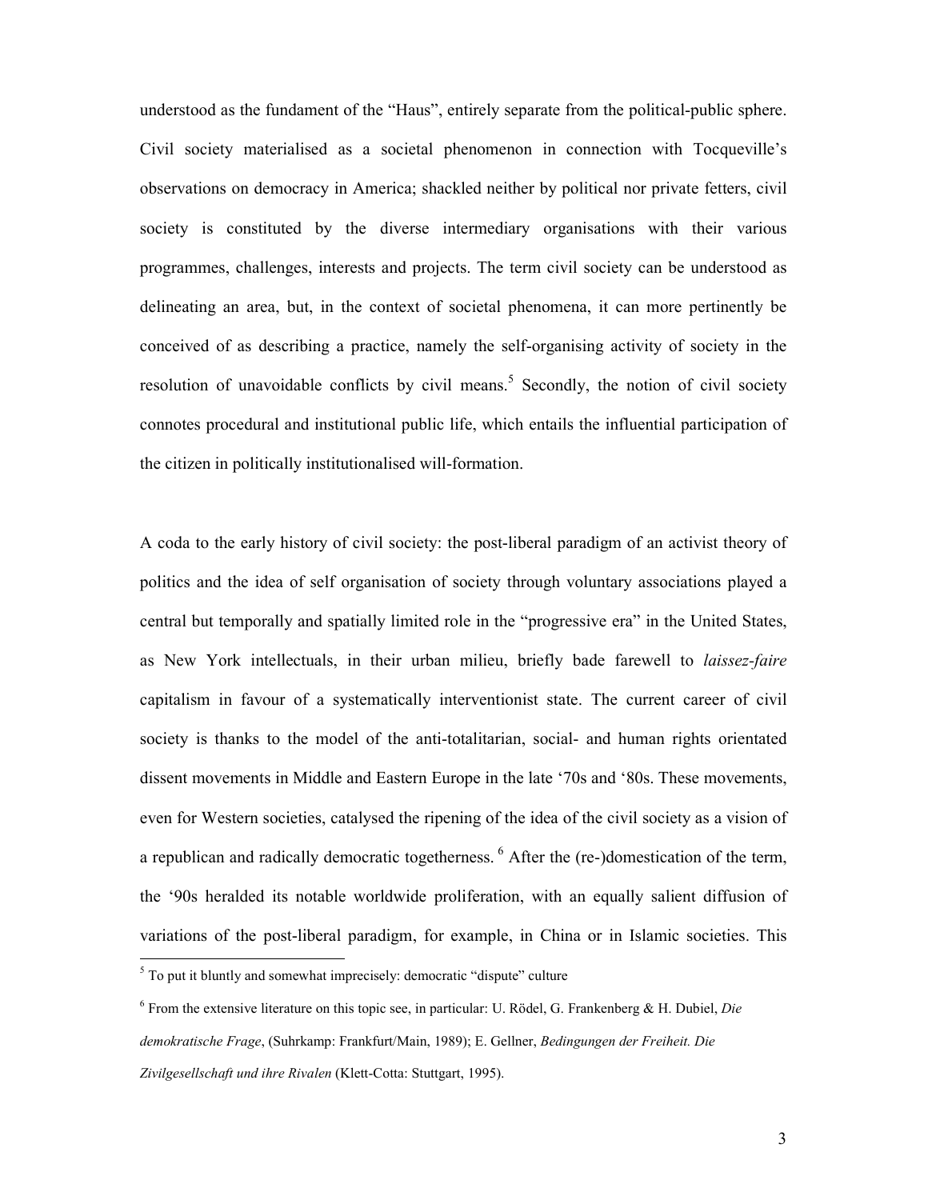understood as the fundament of the "Haus", entirely separate from the political-public sphere. Civil society materialised as a societal phenomenon in connection with Tocqueville's observations on democracy in America; shackled neither by political nor private fetters, civil society is constituted by the diverse intermediary organisations with their various programmes, challenges, interests and projects. The term civil society can be understood as delineating an area, but, in the context of societal phenomena, it can more pertinently be conceived of as describing a practice, namely the self-organising activity of society in the resolution of unavoidable conflicts by civil means.[5] Secondly, the notion of civil society connotes procedural and institutional public life, which entails the influential participation of the citizen in politically institutionalised will-formation.

A coda to the early history of civil society: the post-liberal paradigm of an activist theory of politics and the idea of self organisation of society through voluntary associations played a central but temporally and spatially limited role in the "progressive era" in the United States, as New York intellectuals, in their urban milieu, briefly bade farewell to *laissez-faire* capitalism in favour of a systematically interventionist state. The current career of civil society is thanks to the model of the anti-totalitarian, social- and human rights orientated dissent movements in Middle and Eastern Europe in the late '70s and '80s. These movements, even for Western societies, catalysed the ripening of the idea of the civil society as a vision of a republican and radically democratic togetherness.[6] After the (re-)domestication of the term, the '90s heralded its notable worldwide proliferation, with an equally salient diffusion of variations of the post-liberal paradigm, for example, in China or in Islamic societies. This

---

[5] To put it bluntly and somewhat imprecisely: democratic "dispute" culture

[6] From the extensive literature on this topic see, in particular: U. Rödel, G. Frankenberg & H. Dubiel, *Die demokratische Frage*, (Suhrkamp: Frankfurt/Main, 1989); E. Gellner, *Bedingungen der Freiheit. Die Zivilgesellschaft und ihre Rivalen* (Klett-Cotta: Stuttgart, 1995).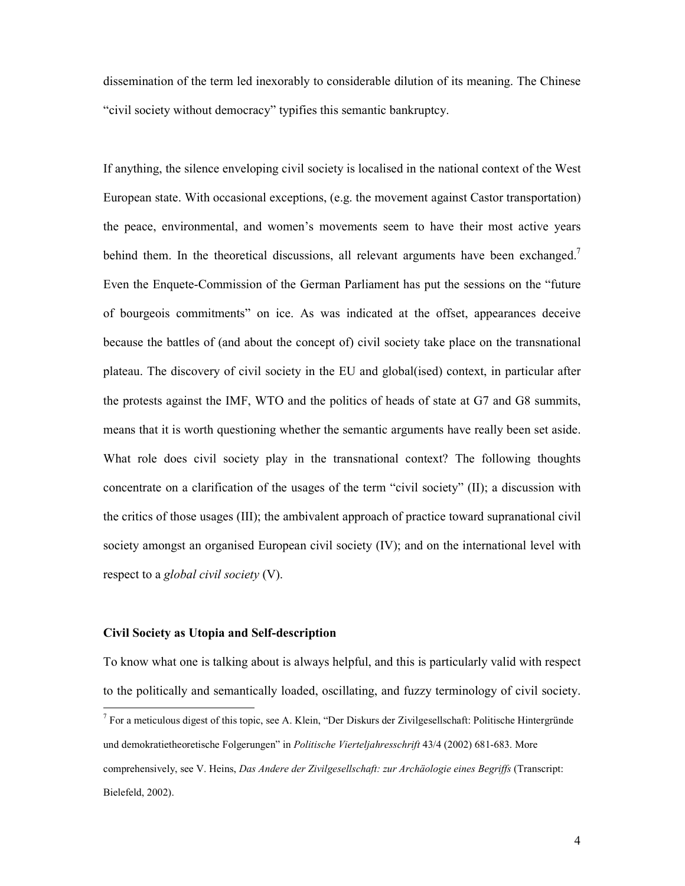dissemination of the term led inexorably to considerable dilution of its meaning. The Chinese "civil society without democracy" typifies this semantic bankruptcy.

If anything, the silence enveloping civil society is localised in the national context of the West European state. With occasional exceptions, (e.g. the movement against Castor transportation) the peace, environmental, and women's movements seem to have their most active years behind them. In the theoretical discussions, all relevant arguments have been exchanged.[7] Even the Enquete-Commission of the German Parliament has put the sessions on the "future of bourgeois commitments" on ice. As was indicated at the offset, appearances deceive because the battles of (and about the concept of) civil society take place on the transnational plateau. The discovery of civil society in the EU and global(ised) context, in particular after the protests against the IMF, WTO and the politics of heads of state at G7 and G8 summits, means that it is worth questioning whether the semantic arguments have really been set aside. What role does civil society play in the transnational context? The following thoughts concentrate on a clarification of the usages of the term "civil society" (II); a discussion with the critics of those usages (III); the ambivalent approach of practice toward supranational civil society amongst an organised European civil society (IV); and on the international level with respect to a *global civil society* (V).

### Civil Society as Utopia and Self-description

To know what one is talking about is always helpful, and this is particularly valid with respect to the politically and semantically loaded, oscillating, and fuzzy terminology of civil society.

[7] For a meticulous digest of this topic, see A. Klein, "Der Diskurs der Zivilgesellschaft: Politische Hintergründe und demokratietheoretische Folgerungen" in *Politische Vierteljahresschrift* 43/4 (2002) 681-683. More comprehensively, see V. Heins, *Das Andere der Zivilgesellschaft: zur Archäologie eines Begriffs* (Transcript: Bielefeld, 2002).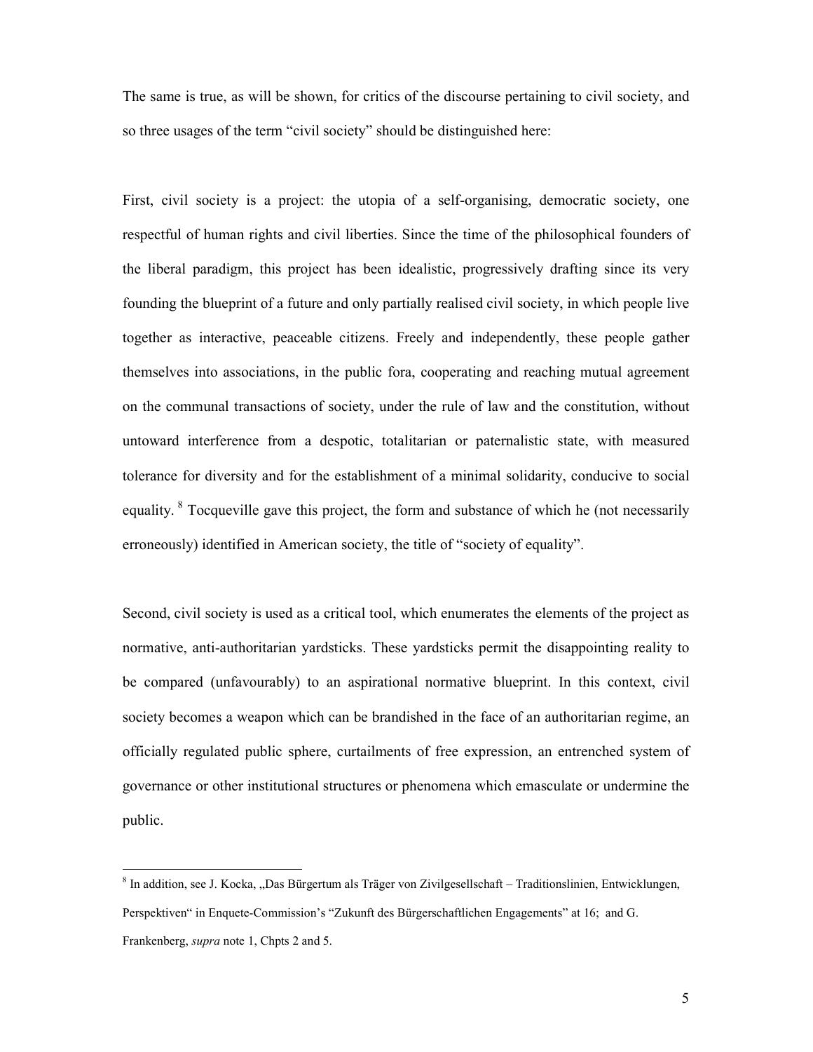The same is true, as will be shown, for critics of the discourse pertaining to civil society, and so three usages of the term "civil society" should be distinguished here:

First, civil society is a project: the utopia of a self-organising, democratic society, one respectful of human rights and civil liberties. Since the time of the philosophical founders of the liberal paradigm, this project has been idealistic, progressively drafting since its very founding the blueprint of a future and only partially realised civil society, in which people live together as interactive, peaceable citizens. Freely and independently, these people gather themselves into associations, in the public fora, cooperating and reaching mutual agreement on the communal transactions of society, under the rule of law and the constitution, without untoward interference from a despotic, totalitarian or paternalistic state, with measured tolerance for diversity and for the establishment of a minimal solidarity, conducive to social equality. [8] Tocqueville gave this project, the form and substance of which he (not necessarily erroneously) identified in American society, the title of "society of equality".

Second, civil society is used as a critical tool, which enumerates the elements of the project as normative, anti-authoritarian yardsticks. These yardsticks permit the disappointing reality to be compared (unfavourably) to an aspirational normative blueprint. In this context, civil society becomes a weapon which can be brandished in the face of an authoritarian regime, an officially regulated public sphere, curtailments of free expression, an entrenched system of governance or other institutional structures or phenomena which emasculate or undermine the public.

---

[8] In addition, see J. Kocka, „Das Bürgertum als Träger von Zivilgesellschaft – Traditionslinien, Entwicklungen, Perspektiven" in Enquete-Commission's "Zukunft des Bürgerschaftlichen Engagements" at 16; and G. Frankenberg, *supra* note 1, Chpts 2 and 5.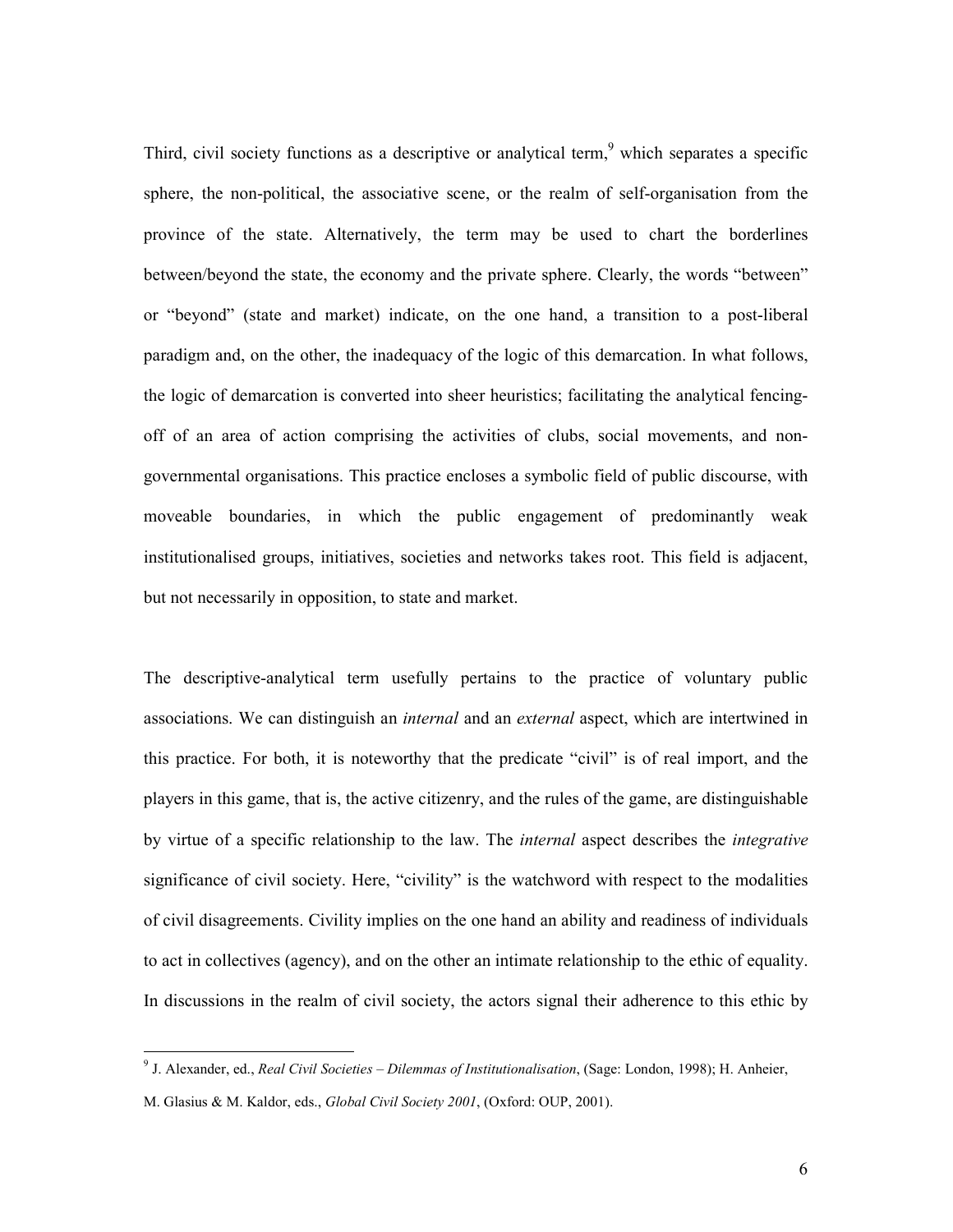Third, civil society functions as a descriptive or analytical term,[9] which separates a specific sphere, the non-political, the associative scene, or the realm of self-organisation from the province of the state. Alternatively, the term may be used to chart the borderlines between/beyond the state, the economy and the private sphere. Clearly, the words "between" or "beyond" (state and market) indicate, on the one hand, a transition to a post-liberal paradigm and, on the other, the inadequacy of the logic of this demarcation. In what follows, the logic of demarcation is converted into sheer heuristics; facilitating the analytical fencing-off of an area of action comprising the activities of clubs, social movements, and non-governmental organisations. This practice encloses a symbolic field of public discourse, with moveable boundaries, in which the public engagement of predominantly weak institutionalised groups, initiatives, societies and networks takes root. This field is adjacent, but not necessarily in opposition, to state and market.

The descriptive-analytical term usefully pertains to the practice of voluntary public associations. We can distinguish an *internal* and an *external* aspect, which are intertwined in this practice. For both, it is noteworthy that the predicate "civil" is of real import, and the players in this game, that is, the active citizenry, and the rules of the game, are distinguishable by virtue of a specific relationship to the law. The *internal* aspect describes the *integrative* significance of civil society. Here, "civility" is the watchword with respect to the modalities of civil disagreements. Civility implies on the one hand an ability and readiness of individuals to act in collectives (agency), and on the other an intimate relationship to the ethic of equality. In discussions in the realm of civil society, the actors signal their adherence to this ethic by

---

[9] J. Alexander, ed., *Real Civil Societies – Dilemmas of Institutionalisation*, (Sage: London, 1998); H. Anheier, M. Glasius & M. Kaldor, eds., *Global Civil Society 2001*, (Oxford: OUP, 2001).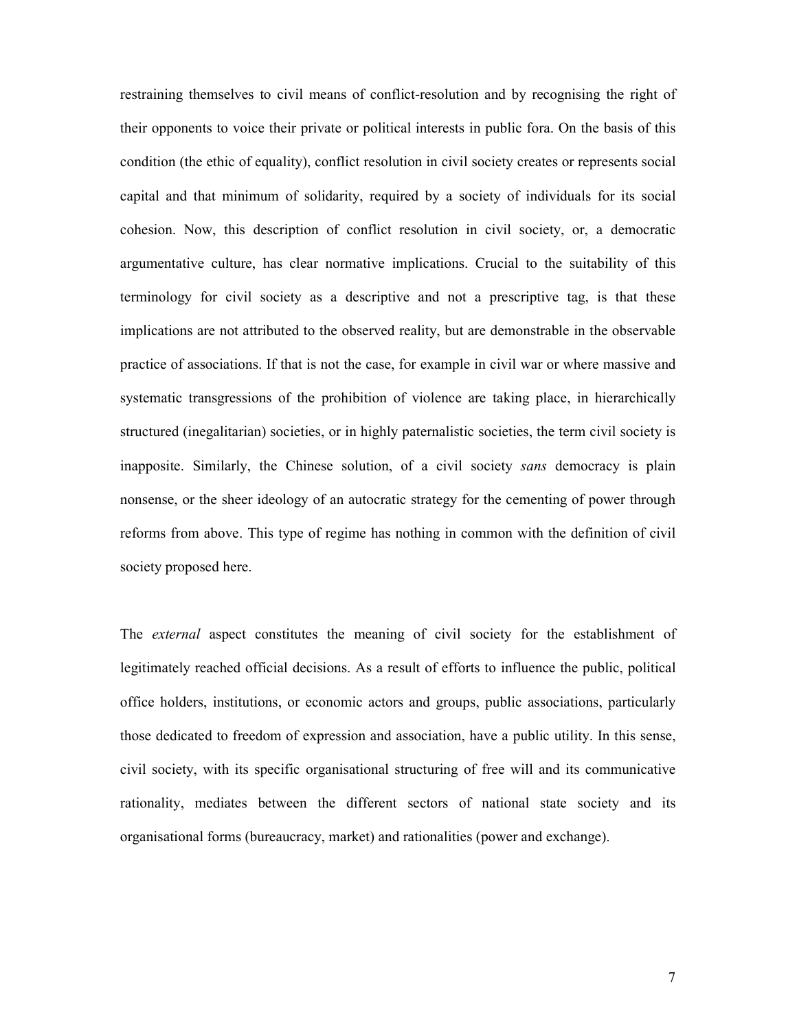restraining themselves to civil means of conflict-resolution and by recognising the right of their opponents to voice their private or political interests in public fora. On the basis of this condition (the ethic of equality), conflict resolution in civil society creates or represents social capital and that minimum of solidarity, required by a society of individuals for its social cohesion. Now, this description of conflict resolution in civil society, or, a democratic argumentative culture, has clear normative implications. Crucial to the suitability of this terminology for civil society as a descriptive and not a prescriptive tag, is that these implications are not attributed to the observed reality, but are demonstrable in the observable practice of associations. If that is not the case, for example in civil war or where massive and systematic transgressions of the prohibition of violence are taking place, in hierarchically structured (inegalitarian) societies, or in highly paternalistic societies, the term civil society is inapposite. Similarly, the Chinese solution, of a civil society *sans* democracy is plain nonsense, or the sheer ideology of an autocratic strategy for the cementing of power through reforms from above. This type of regime has nothing in common with the definition of civil society proposed here.

The *external* aspect constitutes the meaning of civil society for the establishment of legitimately reached official decisions. As a result of efforts to influence the public, political office holders, institutions, or economic actors and groups, public associations, particularly those dedicated to freedom of expression and association, have a public utility. In this sense, civil society, with its specific organisational structuring of free will and its communicative rationality, mediates between the different sectors of national state society and its organisational forms (bureaucracy, market) and rationalities (power and exchange).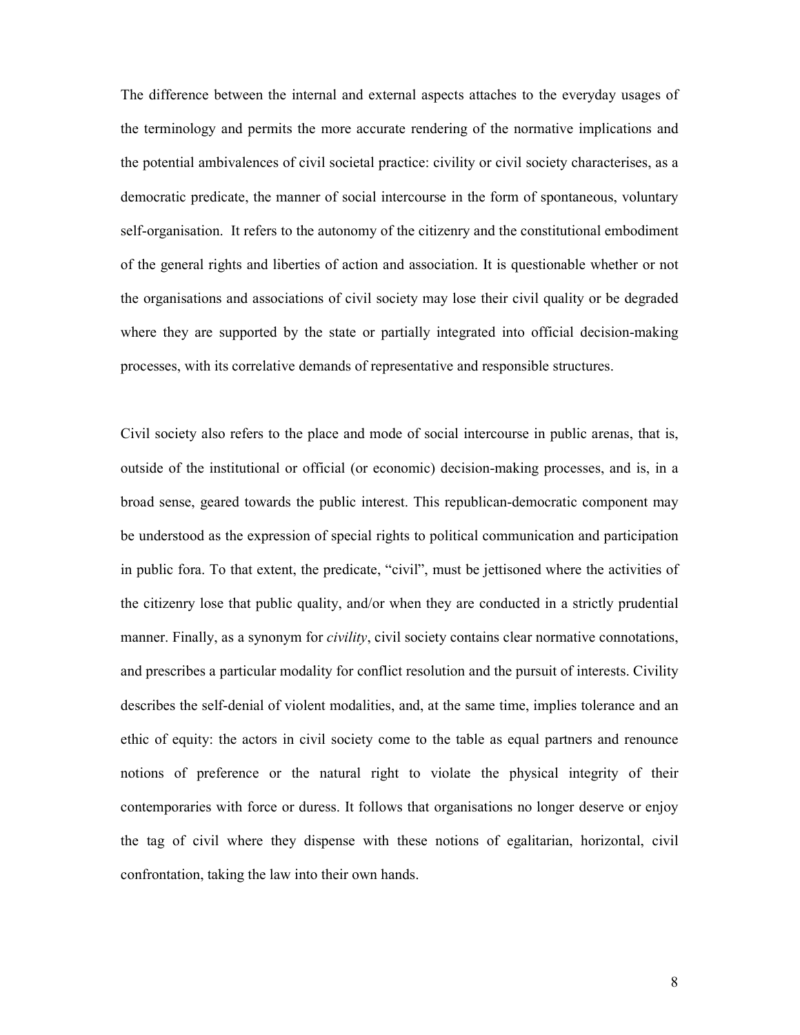The difference between the internal and external aspects attaches to the everyday usages of the terminology and permits the more accurate rendering of the normative implications and the potential ambivalences of civil societal practice: civility or civil society characterises, as a democratic predicate, the manner of social intercourse in the form of spontaneous, voluntary self-organisation. It refers to the autonomy of the citizenry and the constitutional embodiment of the general rights and liberties of action and association. It is questionable whether or not the organisations and associations of civil society may lose their civil quality or be degraded where they are supported by the state or partially integrated into official decision-making processes, with its correlative demands of representative and responsible structures.

Civil society also refers to the place and mode of social intercourse in public arenas, that is, outside of the institutional or official (or economic) decision-making processes, and is, in a broad sense, geared towards the public interest. This republican-democratic component may be understood as the expression of special rights to political communication and participation in public fora. To that extent, the predicate, "civil", must be jettisoned where the activities of the citizenry lose that public quality, and/or when they are conducted in a strictly prudential manner. Finally, as a synonym for *civility*, civil society contains clear normative connotations, and prescribes a particular modality for conflict resolution and the pursuit of interests. Civility describes the self-denial of violent modalities, and, at the same time, implies tolerance and an ethic of equity: the actors in civil society come to the table as equal partners and renounce notions of preference or the natural right to violate the physical integrity of their contemporaries with force or duress. It follows that organisations no longer deserve or enjoy the tag of civil where they dispense with these notions of egalitarian, horizontal, civil confrontation, taking the law into their own hands.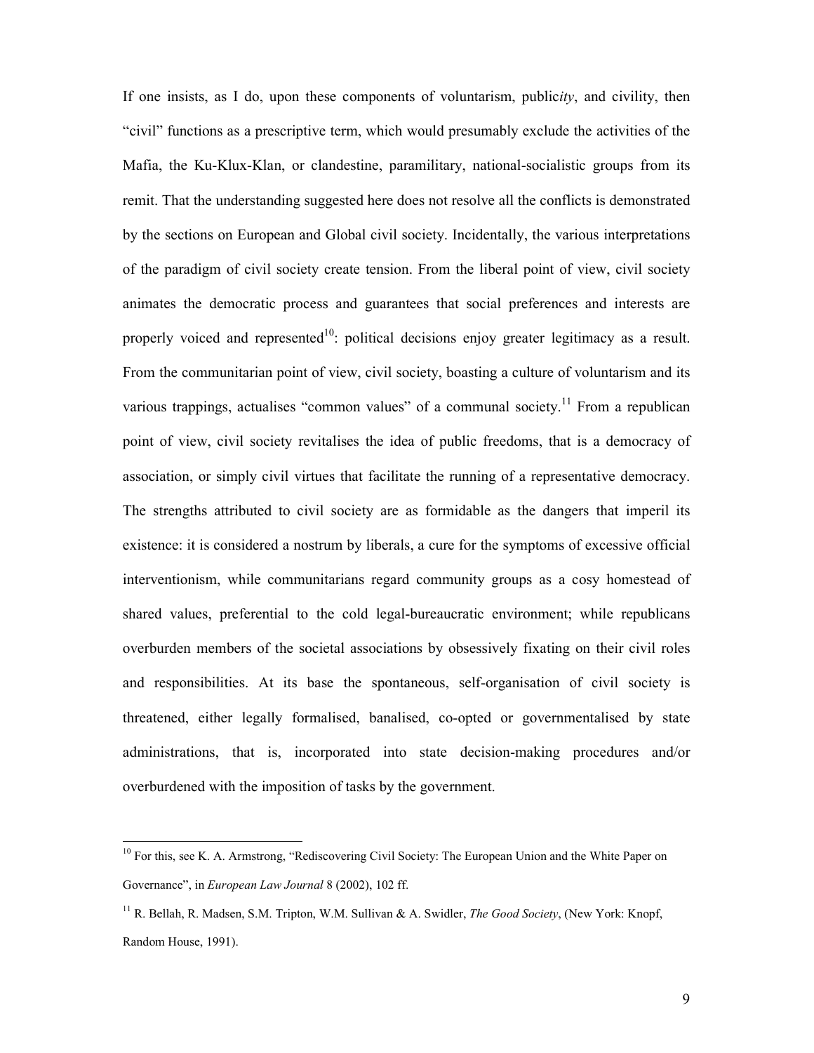If one insists, as I do, upon these components of voluntarism, public*ity*, and civility, then "civil" functions as a prescriptive term, which would presumably exclude the activities of the Mafia, the Ku-Klux-Klan, or clandestine, paramilitary, national-socialistic groups from its remit. That the understanding suggested here does not resolve all the conflicts is demonstrated by the sections on European and Global civil society. Incidentally, the various interpretations of the paradigm of civil society create tension. From the liberal point of view, civil society animates the democratic process and guarantees that social preferences and interests are properly voiced and represented[10]: political decisions enjoy greater legitimacy as a result. From the communitarian point of view, civil society, boasting a culture of voluntarism and its various trappings, actualises "common values" of a communal society.[11] From a republican point of view, civil society revitalises the idea of public freedoms, that is a democracy of association, or simply civil virtues that facilitate the running of a representative democracy. The strengths attributed to civil society are as formidable as the dangers that imperil its existence: it is considered a nostrum by liberals, a cure for the symptoms of excessive official interventionism, while communitarians regard community groups as a cosy homestead of shared values, preferential to the cold legal-bureaucratic environment; while republicans overburden members of the societal associations by obsessively fixating on their civil roles and responsibilities. At its base the spontaneous, self-organisation of civil society is threatened, either legally formalised, banalised, co-opted or governmentalised by state administrations, that is, incorporated into state decision-making procedures and/or overburdened with the imposition of tasks by the government.

[10] For this, see K. A. Armstrong, "Rediscovering Civil Society: The European Union and the White Paper on Governance", in *European Law Journal* 8 (2002), 102 ff.

[11] R. Bellah, R. Madsen, S.M. Tripton, W.M. Sullivan & A. Swidler, *The Good Society*, (New York: Knopf, Random House, 1991).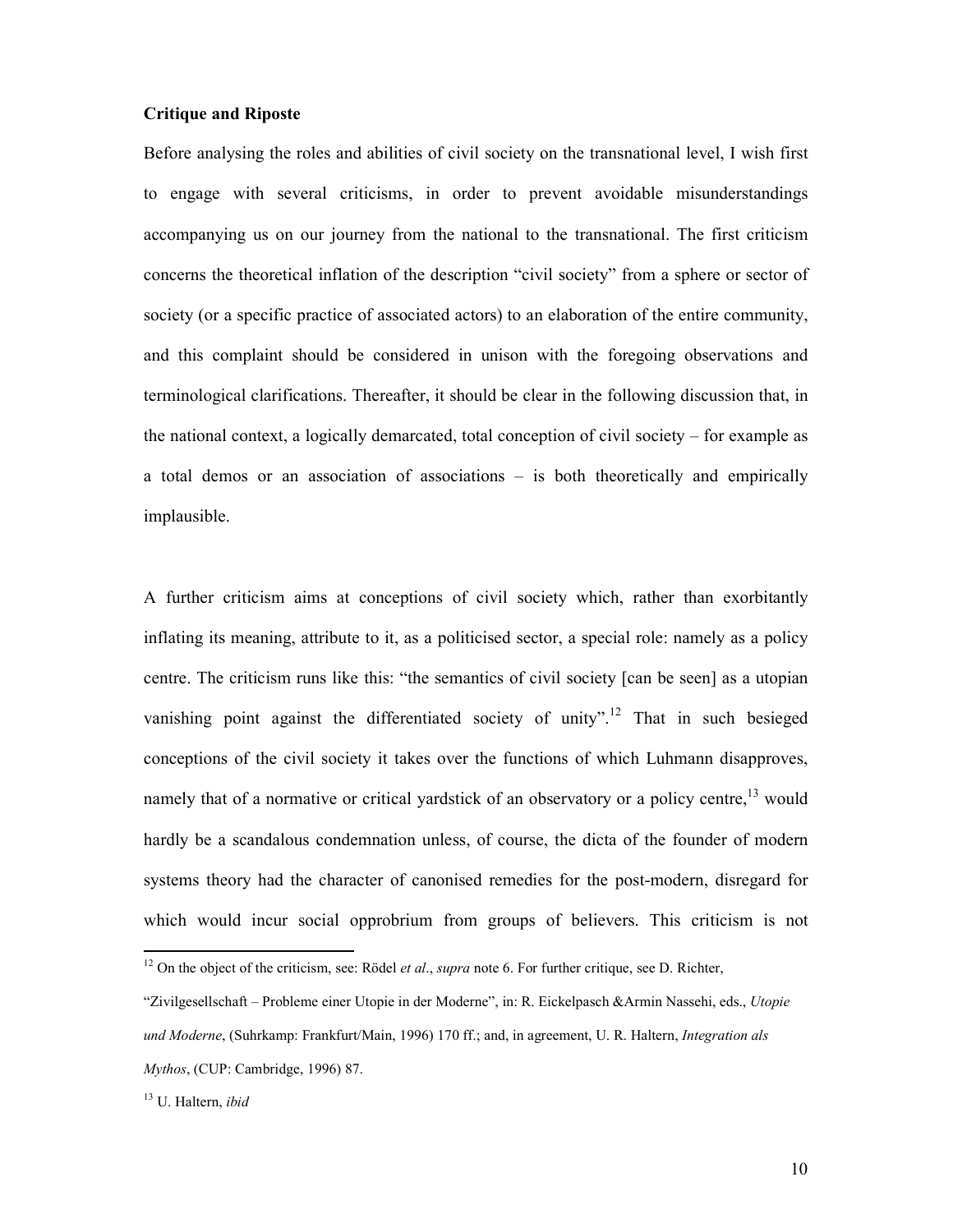**Critique and Riposte**

Before analysing the roles and abilities of civil society on the transnational level, I wish first to engage with several criticisms, in order to prevent avoidable misunderstandings accompanying us on our journey from the national to the transnational. The first criticism concerns the theoretical inflation of the description "civil society" from a sphere or sector of society (or a specific practice of associated actors) to an elaboration of the entire community, and this complaint should be considered in unison with the foregoing observations and terminological clarifications. Thereafter, it should be clear in the following discussion that, in the national context, a logically demarcated, total conception of civil society – for example as a total demos or an association of associations – is both theoretically and empirically implausible.

A further criticism aims at conceptions of civil society which, rather than exorbitantly inflating its meaning, attribute to it, as a politicised sector, a special role: namely as a policy centre. The criticism runs like this: "the semantics of civil society [can be seen] as a utopian vanishing point against the differentiated society of unity".[12] That in such besieged conceptions of the civil society it takes over the functions of which Luhmann disapproves, namely that of a normative or critical yardstick of an observatory or a policy centre,[13] would hardly be a scandalous condemnation unless, of course, the dicta of the founder of modern systems theory had the character of canonised remedies for the post-modern, disregard for which would incur social opprobrium from groups of believers. This criticism is not

---

[12] On the object of the criticism, see: Rödel *et al*., *supra* note 6. For further critique, see D. Richter, "Zivilgesellschaft – Probleme einer Utopie in der Moderne", in: R. Eickelpasch &Armin Nassehi, eds., *Utopie und Moderne*, (Suhrkamp: Frankfurt/Main, 1996) 170 ff.; and, in agreement, U. R. Haltern, *Integration als Mythos*, (CUP: Cambridge, 1996) 87.

[13] U. Haltern, *ibid*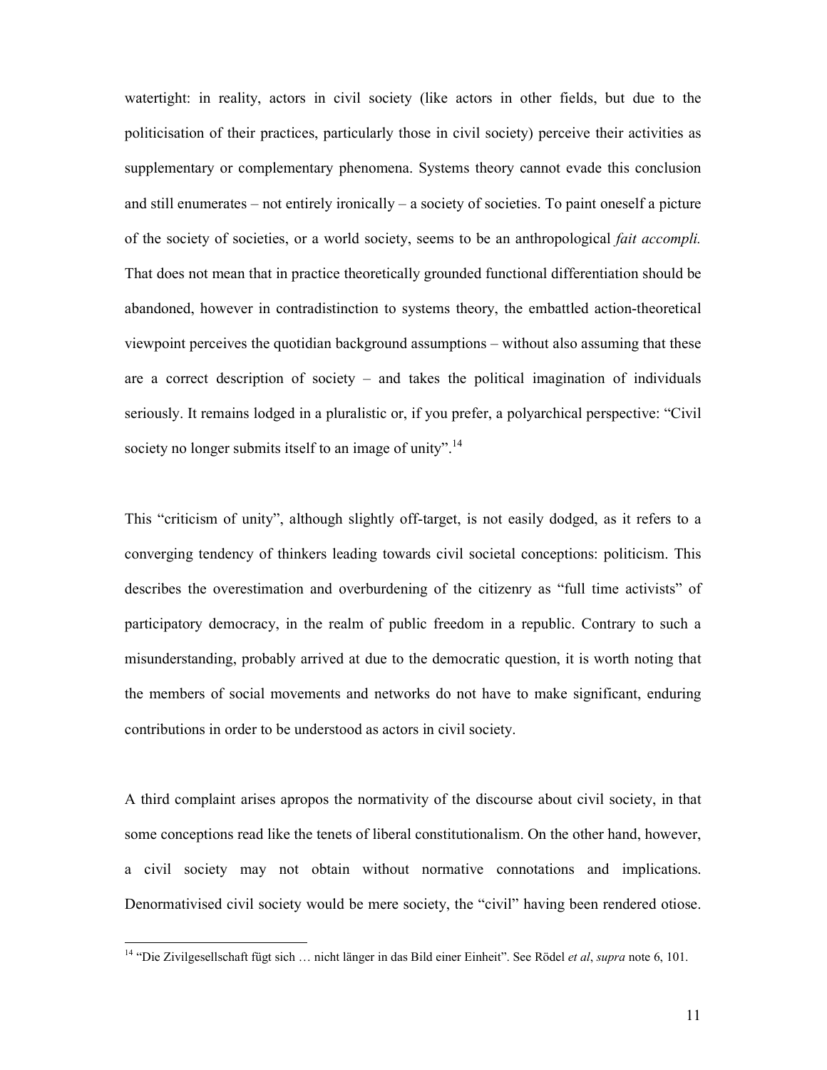watertight: in reality, actors in civil society (like actors in other fields, but due to the politicisation of their practices, particularly those in civil society) perceive their activities as supplementary or complementary phenomena. Systems theory cannot evade this conclusion and still enumerates – not entirely ironically – a society of societies. To paint oneself a picture of the society of societies, or a world society, seems to be an anthropological *fait accompli.* That does not mean that in practice theoretically grounded functional differentiation should be abandoned, however in contradistinction to systems theory, the embattled action-theoretical viewpoint perceives the quotidian background assumptions – without also assuming that these are a correct description of society – and takes the political imagination of individuals seriously. It remains lodged in a pluralistic or, if you prefer, a polyarchical perspective: "Civil society no longer submits itself to an image of unity".[14]

This "criticism of unity", although slightly off-target, is not easily dodged, as it refers to a converging tendency of thinkers leading towards civil societal conceptions: politicism. This describes the overestimation and overburdening of the citizenry as "full time activists" of participatory democracy, in the realm of public freedom in a republic. Contrary to such a misunderstanding, probably arrived at due to the democratic question, it is worth noting that the members of social movements and networks do not have to make significant, enduring contributions in order to be understood as actors in civil society.

A third complaint arises apropos the normativity of the discourse about civil society, in that some conceptions read like the tenets of liberal constitutionalism. On the other hand, however, a civil society may not obtain without normative connotations and implications. Denormativised civil society would be mere society, the "civil" having been rendered otiose.

[14] "Die Zivilgesellschaft fügt sich … nicht länger in das Bild einer Einheit". See Rödel *et al*, *supra* note 6, 101.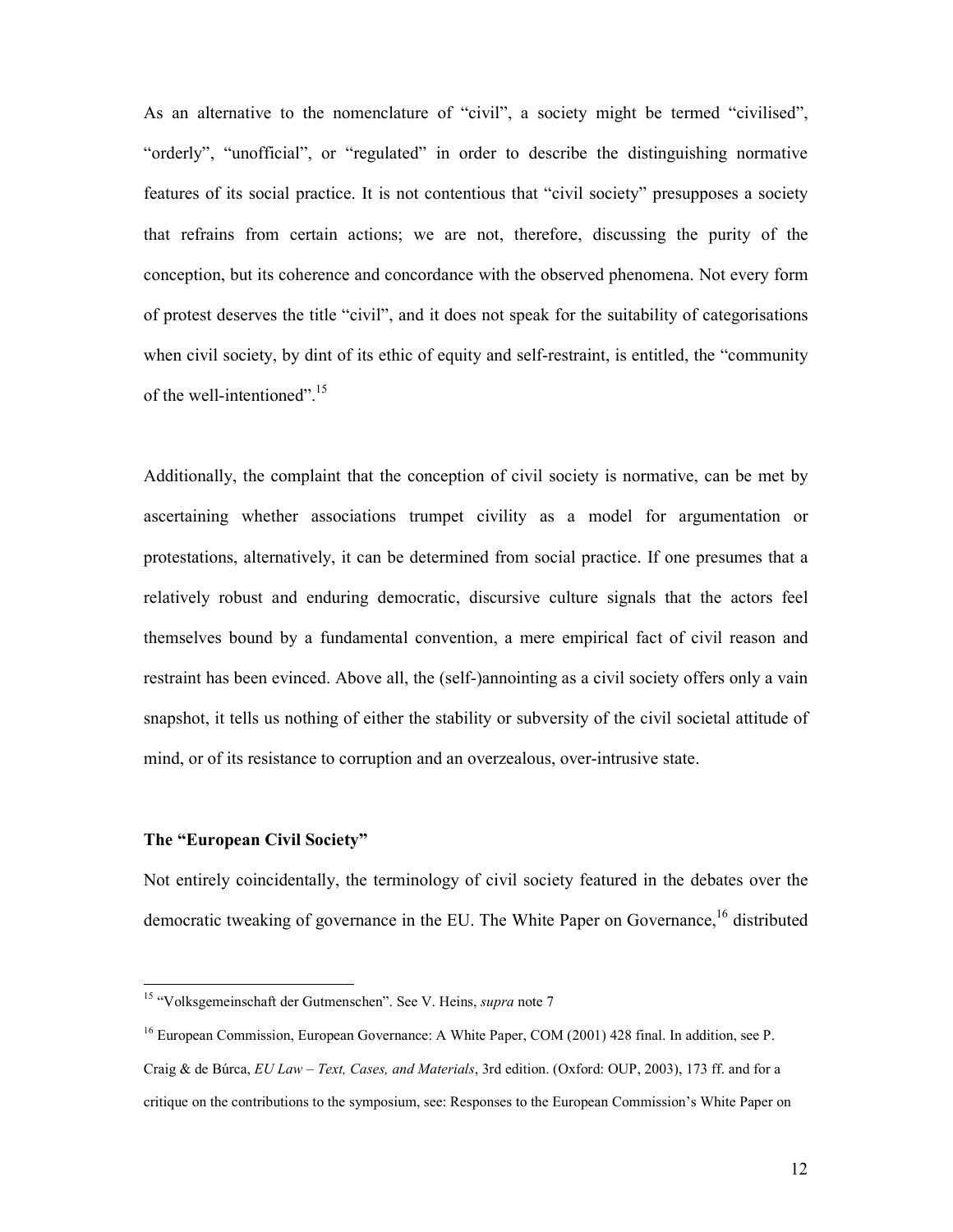As an alternative to the nomenclature of "civil", a society might be termed "civilised", "orderly", "unofficial", or "regulated" in order to describe the distinguishing normative features of its social practice. It is not contentious that "civil society" presupposes a society that refrains from certain actions; we are not, therefore, discussing the purity of the conception, but its coherence and concordance with the observed phenomena. Not every form of protest deserves the title "civil", and it does not speak for the suitability of categorisations when civil society, by dint of its ethic of equity and self-restraint, is entitled, the "community of the well-intentioned".[15]

Additionally, the complaint that the conception of civil society is normative, can be met by ascertaining whether associations trumpet civility as a model for argumentation or protestations, alternatively, it can be determined from social practice. If one presumes that a relatively robust and enduring democratic, discursive culture signals that the actors feel themselves bound by a fundamental convention, a mere empirical fact of civil reason and restraint has been evinced. Above all, the (self-)annointing as a civil society offers only a vain snapshot, it tells us nothing of either the stability or subversity of the civil societal attitude of mind, or of its resistance to corruption and an overzealous, over-intrusive state.

### The "European Civil Society"

Not entirely coincidentally, the terminology of civil society featured in the debates over the democratic tweaking of governance in the EU. The White Paper on Governance,[16] distributed

---

[15] "Volksgemeinschaft der Gutmenschen". See V. Heins, *supra* note 7

[16] European Commission, European Governance: A White Paper, COM (2001) 428 final. In addition, see P. Craig & de Búrca, *EU Law – Text, Cases, and Materials*, 3rd edition. (Oxford: OUP, 2003), 173 ff. and for a critique on the contributions to the symposium, see: Responses to the European Commission's White Paper on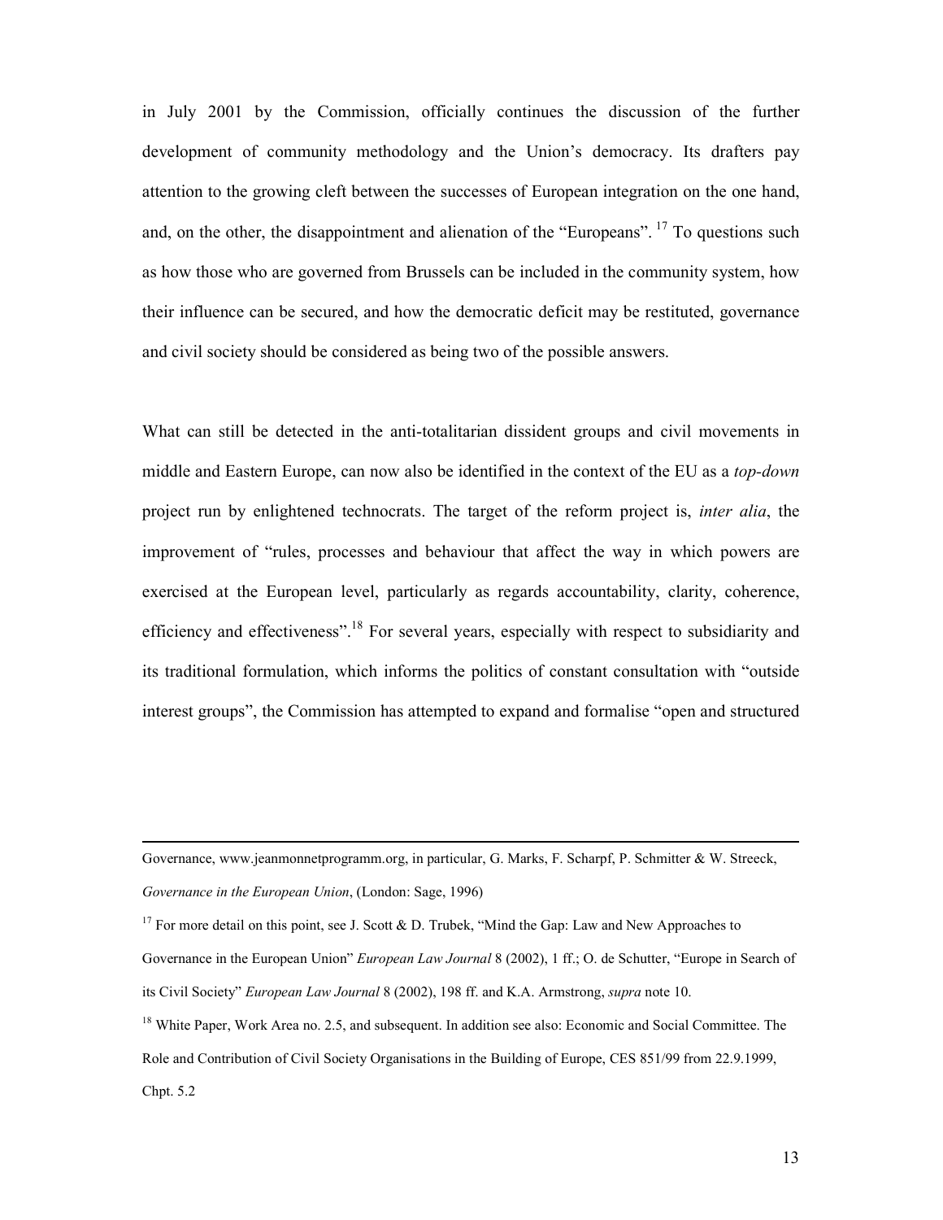in July 2001 by the Commission, officially continues the discussion of the further development of community methodology and the Union's democracy. Its drafters pay attention to the growing cleft between the successes of European integration on the one hand, and, on the other, the disappointment and alienation of the "Europeans". [17] To questions such as how those who are governed from Brussels can be included in the community system, how their influence can be secured, and how the democratic deficit may be restituted, governance and civil society should be considered as being two of the possible answers.

What can still be detected in the anti-totalitarian dissident groups and civil movements in middle and Eastern Europe, can now also be identified in the context of the EU as a *top-down* project run by enlightened technocrats. The target of the reform project is, *inter alia*, the improvement of "rules, processes and behaviour that affect the way in which powers are exercised at the European level, particularly as regards accountability, clarity, coherence, efficiency and effectiveness".[18] For several years, especially with respect to subsidiarity and its traditional formulation, which informs the politics of constant consultation with "outside interest groups", the Commission has attempted to expand and formalise "open and structured

---

Governance, www.jeanmonnetprogramm.org, in particular, G. Marks, F. Scharpf, P. Schmitter & W. Streeck, *Governance in the European Union*, (London: Sage, 1996)

[17] For more detail on this point, see J. Scott & D. Trubek, "Mind the Gap: Law and New Approaches to Governance in the European Union" *European Law Journal* 8 (2002), 1 ff.; O. de Schutter, "Europe in Search of its Civil Society" *European Law Journal* 8 (2002), 198 ff. and K.A. Armstrong, *supra* note 10.

[18] White Paper, Work Area no. 2.5, and subsequent. In addition see also: Economic and Social Committee. The Role and Contribution of Civil Society Organisations in the Building of Europe, CES 851/99 from 22.9.1999, Chpt. 5.2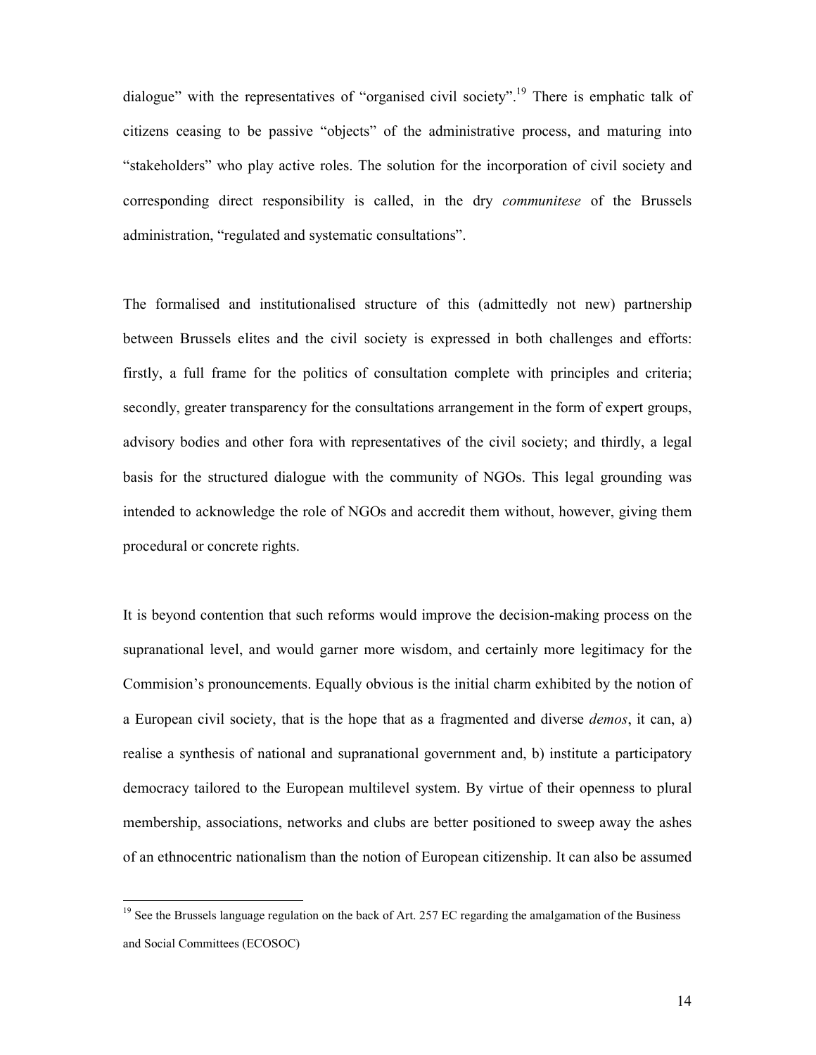dialogue" with the representatives of "organised civil society".[19] There is emphatic talk of citizens ceasing to be passive "objects" of the administrative process, and maturing into "stakeholders" who play active roles. The solution for the incorporation of civil society and corresponding direct responsibility is called, in the dry *communitese* of the Brussels administration, "regulated and systematic consultations".

The formalised and institutionalised structure of this (admittedly not new) partnership between Brussels elites and the civil society is expressed in both challenges and efforts: firstly, a full frame for the politics of consultation complete with principles and criteria; secondly, greater transparency for the consultations arrangement in the form of expert groups, advisory bodies and other fora with representatives of the civil society; and thirdly, a legal basis for the structured dialogue with the community of NGOs. This legal grounding was intended to acknowledge the role of NGOs and accredit them without, however, giving them procedural or concrete rights.

It is beyond contention that such reforms would improve the decision-making process on the supranational level, and would garner more wisdom, and certainly more legitimacy for the Commision's pronouncements. Equally obvious is the initial charm exhibited by the notion of a European civil society, that is the hope that as a fragmented and diverse *demos*, it can, a) realise a synthesis of national and supranational government and, b) institute a participatory democracy tailored to the European multilevel system. By virtue of their openness to plural membership, associations, networks and clubs are better positioned to sweep away the ashes of an ethnocentric nationalism than the notion of European citizenship. It can also be assumed

[19] See the Brussels language regulation on the back of Art. 257 EC regarding the amalgamation of the Business and Social Committees (ECOSOC)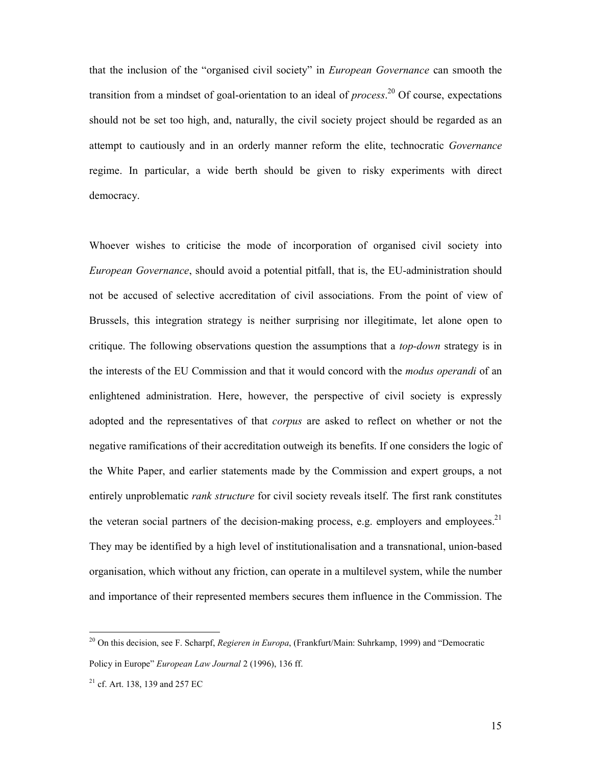that the inclusion of the "organised civil society" in *European Governance* can smooth the transition from a mindset of goal-orientation to an ideal of *process*.[20] Of course, expectations should not be set too high, and, naturally, the civil society project should be regarded as an attempt to cautiously and in an orderly manner reform the elite, technocratic *Governance* regime. In particular, a wide berth should be given to risky experiments with direct democracy.

Whoever wishes to criticise the mode of incorporation of organised civil society into *European Governance*, should avoid a potential pitfall, that is, the EU-administration should not be accused of selective accreditation of civil associations. From the point of view of Brussels, this integration strategy is neither surprising nor illegitimate, let alone open to critique. The following observations question the assumptions that a *top-down* strategy is in the interests of the EU Commission and that it would concord with the *modus operandi* of an enlightened administration. Here, however, the perspective of civil society is expressly adopted and the representatives of that *corpus* are asked to reflect on whether or not the negative ramifications of their accreditation outweigh its benefits. If one considers the logic of the White Paper, and earlier statements made by the Commission and expert groups, a not entirely unproblematic *rank structure* for civil society reveals itself. The first rank constitutes the veteran social partners of the decision-making process, e.g. employers and employees.[21] They may be identified by a high level of institutionalisation and a transnational, union-based organisation, which without any friction, can operate in a multilevel system, while the number and importance of their represented members secures them influence in the Commission. The

---

[20] On this decision, see F. Scharpf, *Regieren in Europa*, (Frankfurt/Main: Suhrkamp, 1999) and "Democratic Policy in Europe" *European Law Journal* 2 (1996), 136 ff.

[21] cf. Art. 138, 139 and 257 EC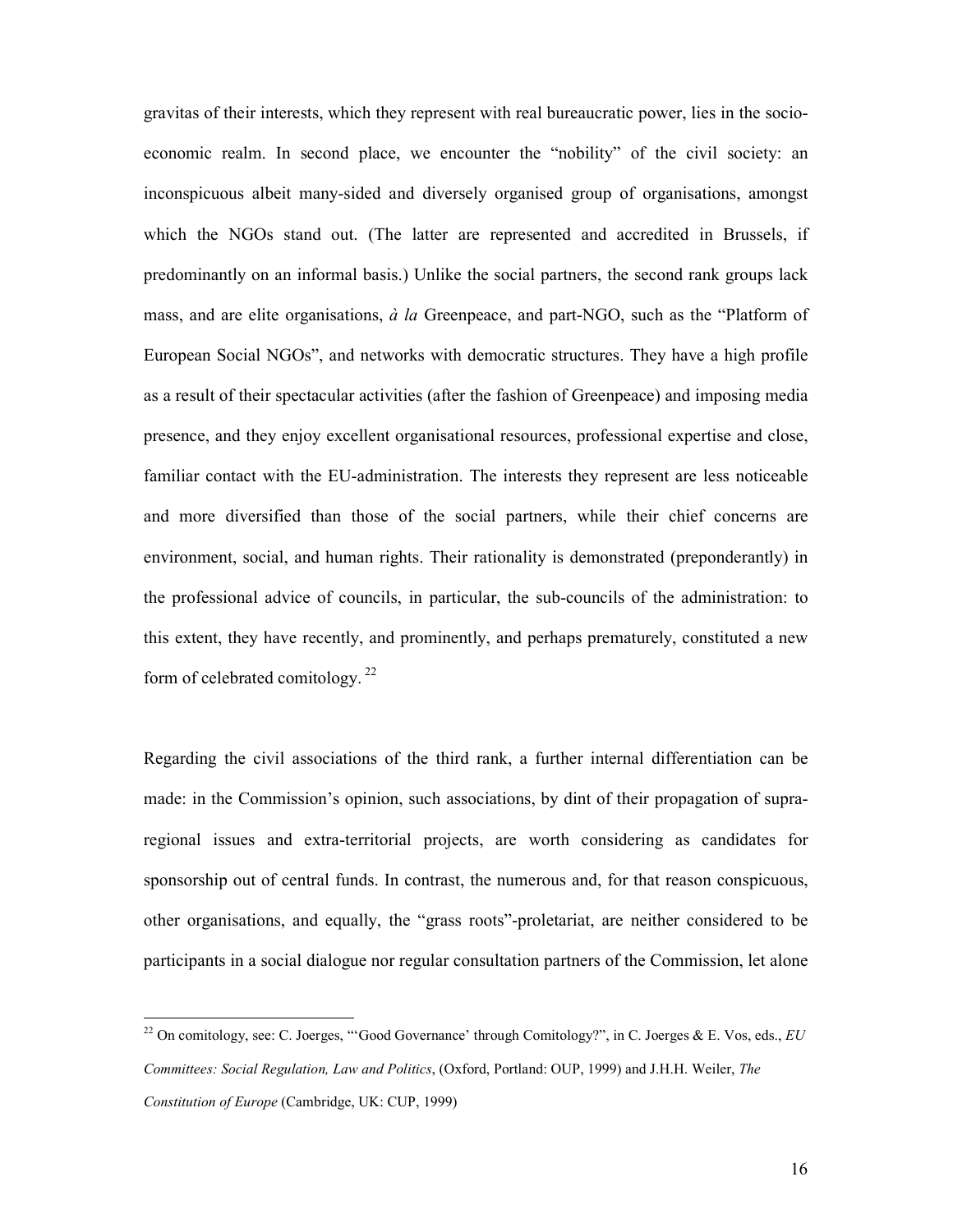gravitas of their interests, which they represent with real bureaucratic power, lies in the socio-economic realm. In second place, we encounter the "nobility" of the civil society: an inconspicuous albeit many-sided and diversely organised group of organisations, amongst which the NGOs stand out. (The latter are represented and accredited in Brussels, if predominantly on an informal basis.) Unlike the social partners, the second rank groups lack mass, and are elite organisations, *à la* Greenpeace, and part-NGO, such as the "Platform of European Social NGOs", and networks with democratic structures. They have a high profile as a result of their spectacular activities (after the fashion of Greenpeace) and imposing media presence, and they enjoy excellent organisational resources, professional expertise and close, familiar contact with the EU-administration. The interests they represent are less noticeable and more diversified than those of the social partners, while their chief concerns are environment, social, and human rights. Their rationality is demonstrated (preponderantly) in the professional advice of councils, in particular, the sub-councils of the administration: to this extent, they have recently, and prominently, and perhaps prematurely, constituted a new form of celebrated comitology. [22]

Regarding the civil associations of the third rank, a further internal differentiation can be made: in the Commission's opinion, such associations, by dint of their propagation of supra-regional issues and extra-territorial projects, are worth considering as candidates for sponsorship out of central funds. In contrast, the numerous and, for that reason conspicuous, other organisations, and equally, the "grass roots"-proletariat, are neither considered to be participants in a social dialogue nor regular consultation partners of the Commission, let alone

[22] On comitology, see: C. Joerges, "'Good Governance' through Comitology?", in C. Joerges & E. Vos, eds., *EU Committees: Social Regulation, Law and Politics*, (Oxford, Portland: OUP, 1999) and J.H.H. Weiler, *The Constitution of Europe* (Cambridge, UK: CUP, 1999)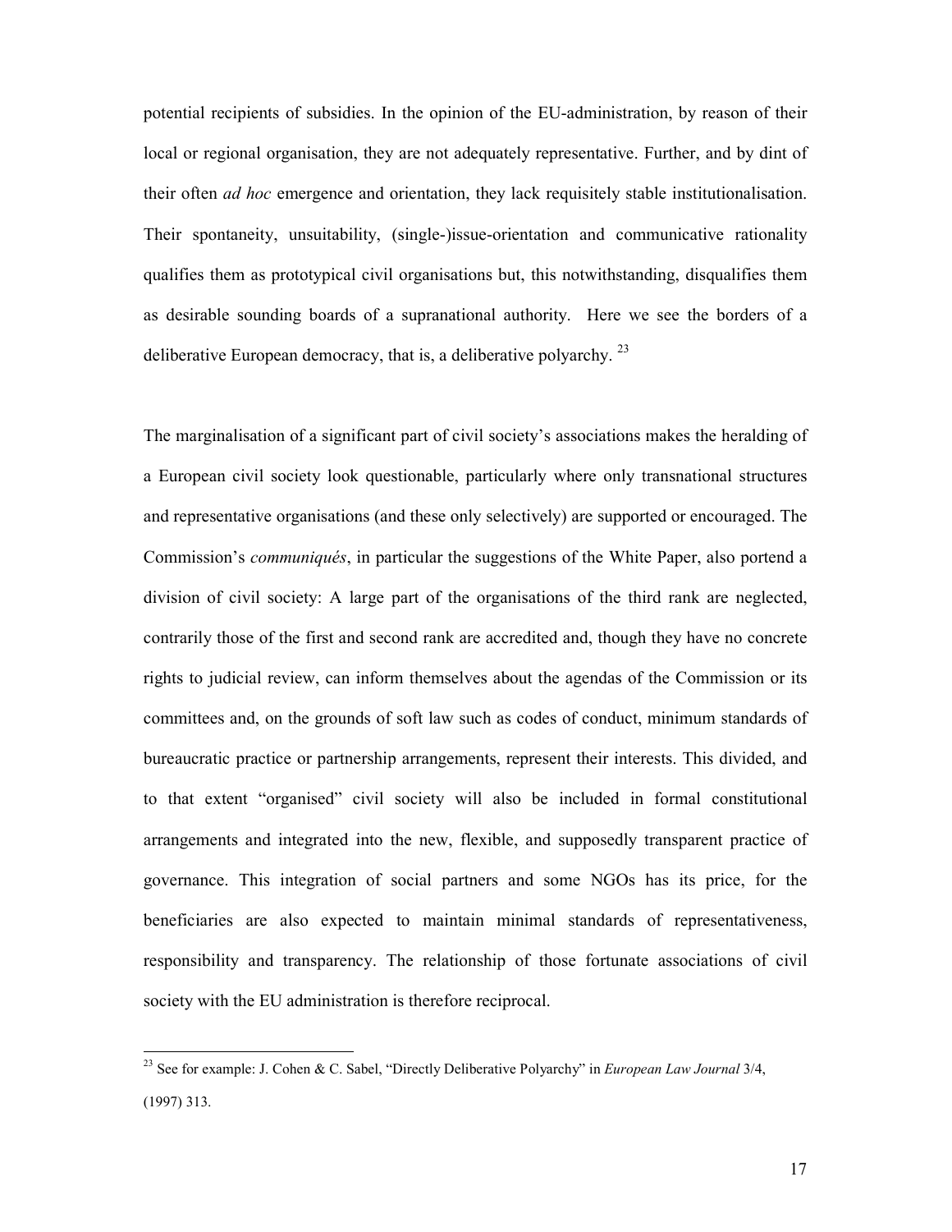potential recipients of subsidies. In the opinion of the EU-administration, by reason of their local or regional organisation, they are not adequately representative. Further, and by dint of their often *ad hoc* emergence and orientation, they lack requisitely stable institutionalisation. Their spontaneity, unsuitability, (single-)issue-orientation and communicative rationality qualifies them as prototypical civil organisations but, this notwithstanding, disqualifies them as desirable sounding boards of a supranational authority. Here we see the borders of a deliberative European democracy, that is, a deliberative polyarchy. [23]

The marginalisation of a significant part of civil society's associations makes the heralding of a European civil society look questionable, particularly where only transnational structures and representative organisations (and these only selectively) are supported or encouraged. The Commission's *communiqués*, in particular the suggestions of the White Paper, also portend a division of civil society: A large part of the organisations of the third rank are neglected, contrarily those of the first and second rank are accredited and, though they have no concrete rights to judicial review, can inform themselves about the agendas of the Commission or its committees and, on the grounds of soft law such as codes of conduct, minimum standards of bureaucratic practice or partnership arrangements, represent their interests. This divided, and to that extent "organised" civil society will also be included in formal constitutional arrangements and integrated into the new, flexible, and supposedly transparent practice of governance. This integration of social partners and some NGOs has its price, for the beneficiaries are also expected to maintain minimal standards of representativeness, responsibility and transparency. The relationship of those fortunate associations of civil society with the EU administration is therefore reciprocal.

[23] See for example: J. Cohen & C. Sabel, "Directly Deliberative Polyarchy" in *European Law Journal* 3/4, (1997) 313.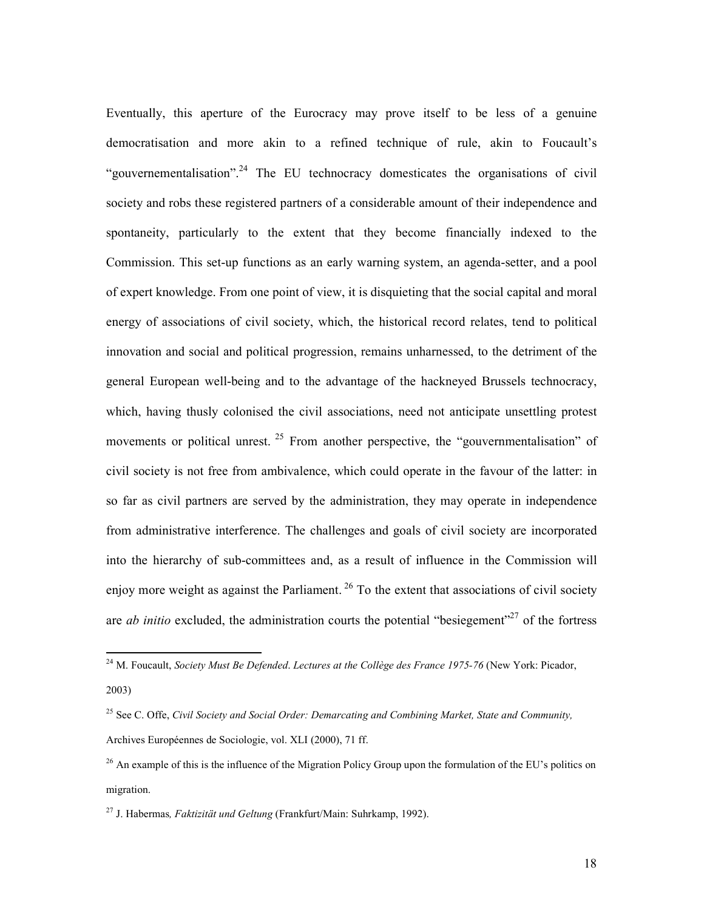Eventually, this aperture of the Eurocracy may prove itself to be less of a genuine democratisation and more akin to a refined technique of rule, akin to Foucault's "gouvernementalisation".[24] The EU technocracy domesticates the organisations of civil society and robs these registered partners of a considerable amount of their independence and spontaneity, particularly to the extent that they become financially indexed to the Commission. This set-up functions as an early warning system, an agenda-setter, and a pool of expert knowledge. From one point of view, it is disquieting that the social capital and moral energy of associations of civil society, which, the historical record relates, tend to political innovation and social and political progression, remains unharnessed, to the detriment of the general European well-being and to the advantage of the hackneyed Brussels technocracy, which, having thusly colonised the civil associations, need not anticipate unsettling protest movements or political unrest. [25] From another perspective, the "gouvernmentalisation" of civil society is not free from ambivalence, which could operate in the favour of the latter: in so far as civil partners are served by the administration, they may operate in independence from administrative interference. The challenges and goals of civil society are incorporated into the hierarchy of sub-committees and, as a result of influence in the Commission will enjoy more weight as against the Parliament. [26] To the extent that associations of civil society are *ab initio* excluded, the administration courts the potential "besiegement"[27] of the fortress

---

[24] M. Foucault, *Society Must Be Defended*. *Lectures at the Collège des France 1975-76* (New York: Picador, 2003)

[25] See C. Offe, *Civil Society and Social Order: Demarcating and Combining Market, State and Community,* Archives Européennes de Sociologie, vol. XLI (2000), 71 ff.

[26] An example of this is the influence of the Migration Policy Group upon the formulation of the EU's politics on migration.

[27] J. Habermas*, Faktizität und Geltung* (Frankfurt/Main: Suhrkamp, 1992).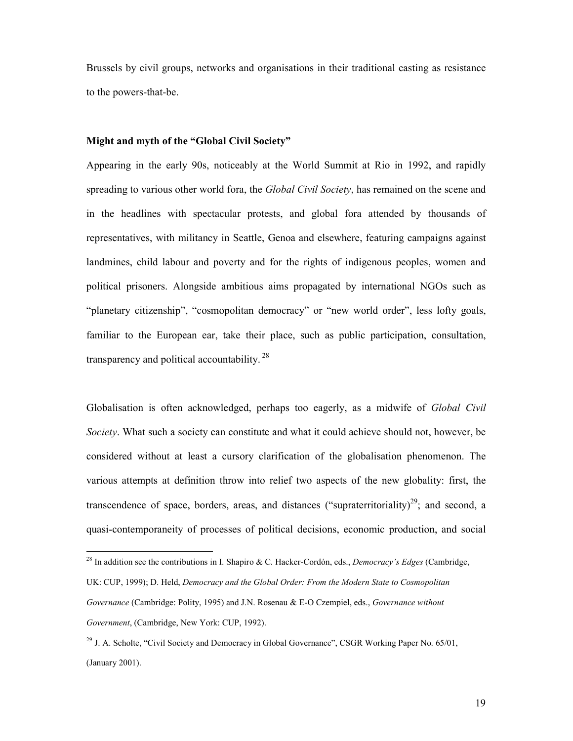Brussels by civil groups, networks and organisations in their traditional casting as resistance to the powers-that-be.

**Might and myth of the "Global Civil Society"**

Appearing in the early 90s, noticeably at the World Summit at Rio in 1992, and rapidly spreading to various other world fora, the *Global Civil Society*, has remained on the scene and in the headlines with spectacular protests, and global fora attended by thousands of representatives, with militancy in Seattle, Genoa and elsewhere, featuring campaigns against landmines, child labour and poverty and for the rights of indigenous peoples, women and political prisoners. Alongside ambitious aims propagated by international NGOs such as "planetary citizenship", "cosmopolitan democracy" or "new world order", less lofty goals, familiar to the European ear, take their place, such as public participation, consultation, transparency and political accountability. [28]

Globalisation is often acknowledged, perhaps too eagerly, as a midwife of *Global Civil Society*. What such a society can constitute and what it could achieve should not, however, be considered without at least a cursory clarification of the globalisation phenomenon. The various attempts at definition throw into relief two aspects of the new globality: first, the transcendence of space, borders, areas, and distances ("supraterritoriality)[29]; and second, a quasi-contemporaneity of processes of political decisions, economic production, and social

---

[28] In addition see the contributions in I. Shapiro & C. Hacker-Cordón, eds., *Democracy's Edges* (Cambridge, UK: CUP, 1999); D. Held, *Democracy and the Global Order: From the Modern State to Cosmopolitan Governance* (Cambridge: Polity, 1995) and J.N. Rosenau & E-O Czempiel, eds., *Governance without Government*, (Cambridge, New York: CUP, 1992).

[29] J. A. Scholte, "Civil Society and Democracy in Global Governance", CSGR Working Paper No. 65/01, (January 2001).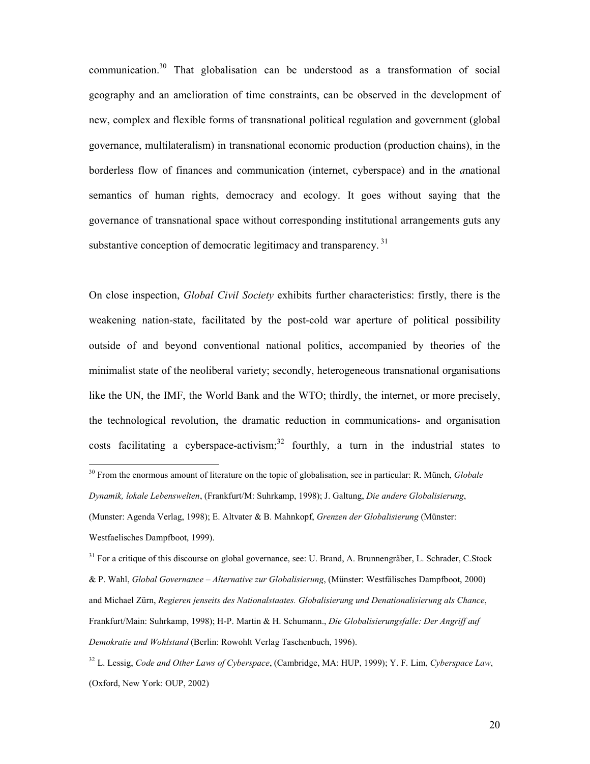communication.[30] That globalisation can be understood as a transformation of social geography and an amelioration of time constraints, can be observed in the development of new, complex and flexible forms of transnational political regulation and government (global governance, multilateralism) in transnational economic production (production chains), in the borderless flow of finances and communication (internet, cyberspace) and in the *a*national semantics of human rights, democracy and ecology. It goes without saying that the governance of transnational space without corresponding institutional arrangements guts any substantive conception of democratic legitimacy and transparency.[31]

On close inspection, *Global Civil Society* exhibits further characteristics: firstly, there is the weakening nation-state, facilitated by the post-cold war aperture of political possibility outside of and beyond conventional national politics, accompanied by theories of the minimalist state of the neoliberal variety; secondly, heterogeneous transnational organisations like the UN, the IMF, the World Bank and the WTO; thirdly, the internet, or more precisely, the technological revolution, the dramatic reduction in communications- and organisation costs facilitating a cyberspace-activism;[32] fourthly, a turn in the industrial states to

---

[30] From the enormous amount of literature on the topic of globalisation, see in particular: R. Münch, *Globale Dynamik, lokale Lebenswelten*, (Frankfurt/M: Suhrkamp, 1998); J. Galtung, *Die andere Globalisierung*, (Munster: Agenda Verlag, 1998); E. Altvater & B. Mahnkopf, *Grenzen der Globalisierung* (Münster: Westfaelisches Dampfboot, 1999).

[31] For a critique of this discourse on global governance, see: U. Brand, A. Brunnengräber, L. Schrader, C.Stock & P. Wahl, *Global Governance – Alternative zur Globalisierung*, (Münster: Westfälisches Dampfboot, 2000) and Michael Zürn, *Regieren jenseits des Nationalstaates. Globalisierung und Denationalisierung als Chance*, Frankfurt/Main: Suhrkamp, 1998); H-P. Martin & H. Schumann., *Die Globalisierungsfalle: Der Angriff auf Demokratie und Wohlstand* (Berlin: Rowohlt Verlag Taschenbuch, 1996).

[32] L. Lessig, *Code and Other Laws of Cyberspace*, (Cambridge, MA: HUP, 1999); Y. F. Lim, *Cyberspace Law*, (Oxford, New York: OUP, 2002)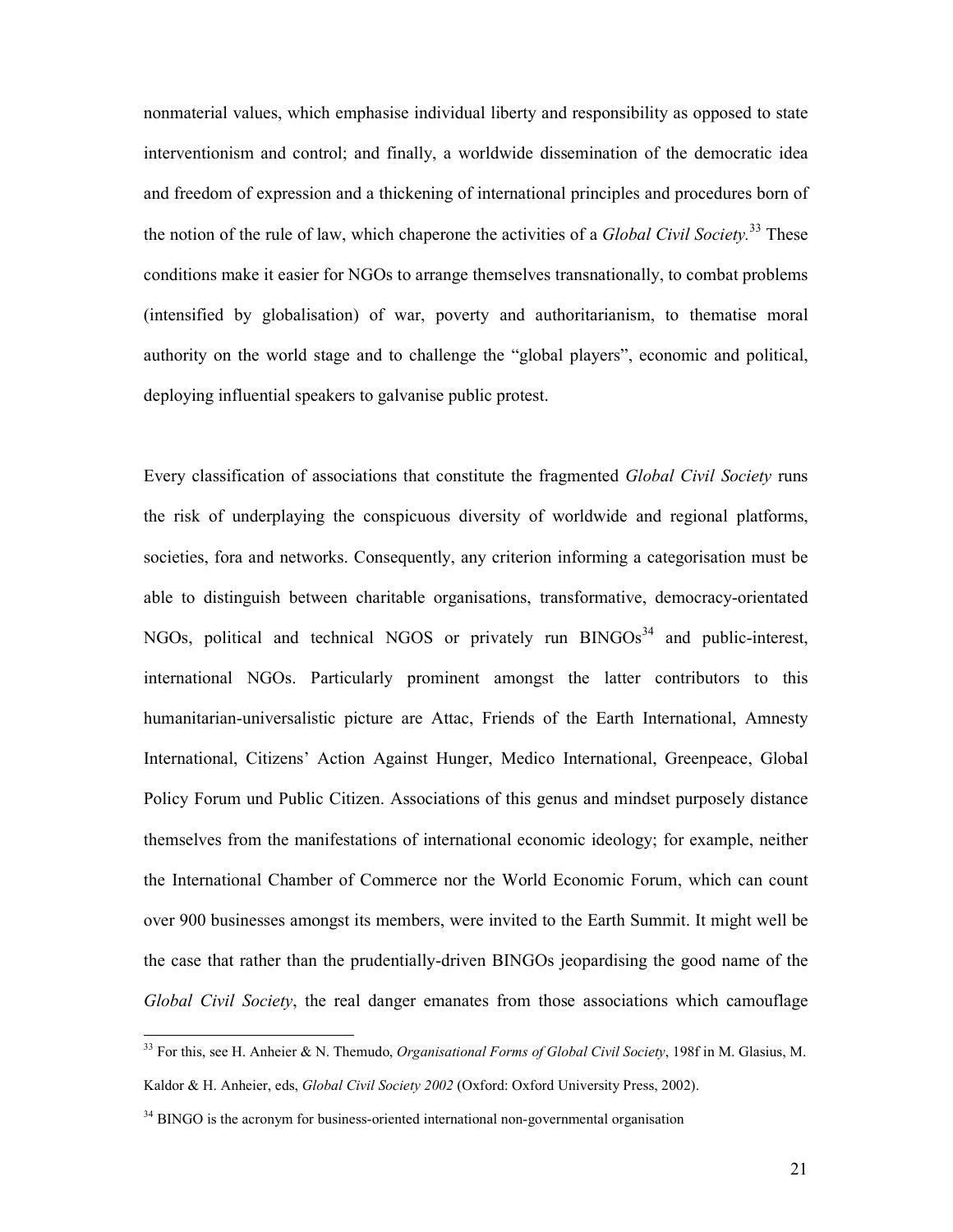nonmaterial values, which emphasise individual liberty and responsibility as opposed to state interventionism and control; and finally, a worldwide dissemination of the democratic idea and freedom of expression and a thickening of international principles and procedures born of the notion of the rule of law, which chaperone the activities of a *Global Civil Society.*[33] These conditions make it easier for NGOs to arrange themselves transnationally, to combat problems (intensified by globalisation) of war, poverty and authoritarianism, to thematise moral authority on the world stage and to challenge the "global players", economic and political, deploying influential speakers to galvanise public protest.

Every classification of associations that constitute the fragmented *Global Civil Society* runs the risk of underplaying the conspicuous diversity of worldwide and regional platforms, societies, fora and networks. Consequently, any criterion informing a categorisation must be able to distinguish between charitable organisations, transformative, democracy-orientated NGOs, political and technical NGOS or privately run BINGOs[34] and public-interest, international NGOs. Particularly prominent amongst the latter contributors to this humanitarian-universalistic picture are Attac, Friends of the Earth International, Amnesty International, Citizens' Action Against Hunger, Medico International, Greenpeace, Global Policy Forum und Public Citizen. Associations of this genus and mindset purposely distance themselves from the manifestations of international economic ideology; for example, neither the International Chamber of Commerce nor the World Economic Forum, which can count over 900 businesses amongst its members, were invited to the Earth Summit. It might well be the case that rather than the prudentially-driven BINGOs jeopardising the good name of the *Global Civil Society*, the real danger emanates from those associations which camouflage

---

[33] For this, see H. Anheier & N. Themudo, *Organisational Forms of Global Civil Society*, 198f in M. Glasius, M. Kaldor & H. Anheier, eds, *Global Civil Society 2002* (Oxford: Oxford University Press, 2002).

[34] BINGO is the acronym for business-oriented international non-governmental organisation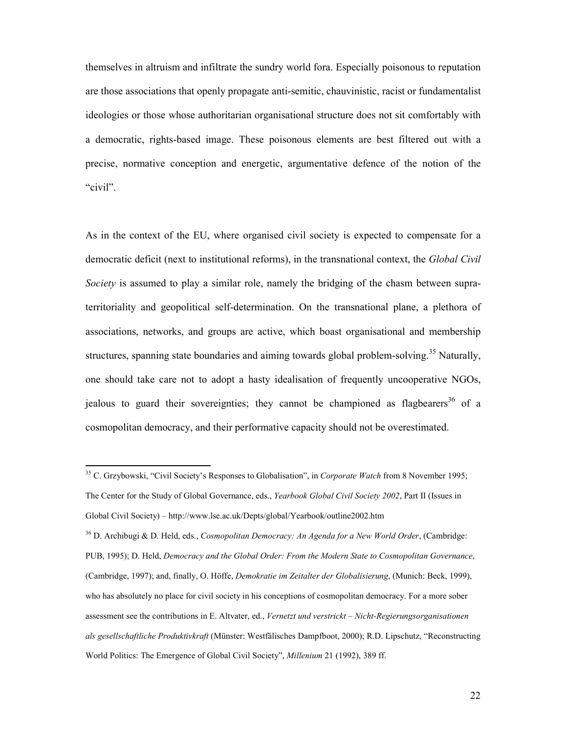themselves in altruism and infiltrate the sundry world fora. Especially poisonous to reputation are those associations that openly propagate anti-semitic, chauvinistic, racist or fundamentalist ideologies or those whose authoritarian organisational structure does not sit comfortably with a democratic, rights-based image. These poisonous elements are best filtered out with a precise, normative conception and energetic, argumentative defence of the notion of the "civil".

As in the context of the EU, where organised civil society is expected to compensate for a democratic deficit (next to institutional reforms), in the transnational context, the *Global Civil Society* is assumed to play a similar role, namely the bridging of the chasm between supra-territoriality and geopolitical self-determination. On the transnational plane, a plethora of associations, networks, and groups are active, which boast organisational and membership structures, spanning state boundaries and aiming towards global problem-solving.[35] Naturally, one should take care not to adopt a hasty idealisation of frequently uncooperative NGOs, jealous to guard their sovereignties; they cannot be championed as flagbearers[36] of a cosmopolitan democracy, and their performative capacity should not be overestimated.

---

[35] C. Grzybowski, "Civil Society's Responses to Globalisation", in *Corporate Watch* from 8 November 1995; The Center for the Study of Global Governance, eds., *Yearbook Global Civil Society 2002*, Part II (Issues in Global Civil Society) – http://www.lse.ac.uk/Depts/global/Yearbook/outline2002.htm

[36] D. Archibugi & D. Held, eds., *Cosmopolitan Democracy: An Agenda for a New World Order*, (Cambridge: PUB, 1995); D. Held, *Democracy and the Global Order: From the Modern State to Cosmopolitan Governance*, (Cambridge, 1997); and, finally, O. Höffe, *Demokratie im Zeitalter der Globalisierung*, (Munich: Beck, 1999), who has absolutely no place for civil society in his conceptions of cosmopolitan democracy. For a more sober assessment see the contributions in E. Altvater, ed., *Vernetzt und verstrickt – Nicht-Regierungsorganisationen als gesellschaftliche Produktivkraft* (Münster: Westfälisches Dampfboot, 2000); R.D. Lipschutz, "Reconstructing World Politics: The Emergence of Global Civil Society", *Millenium* 21 (1992), 389 ff.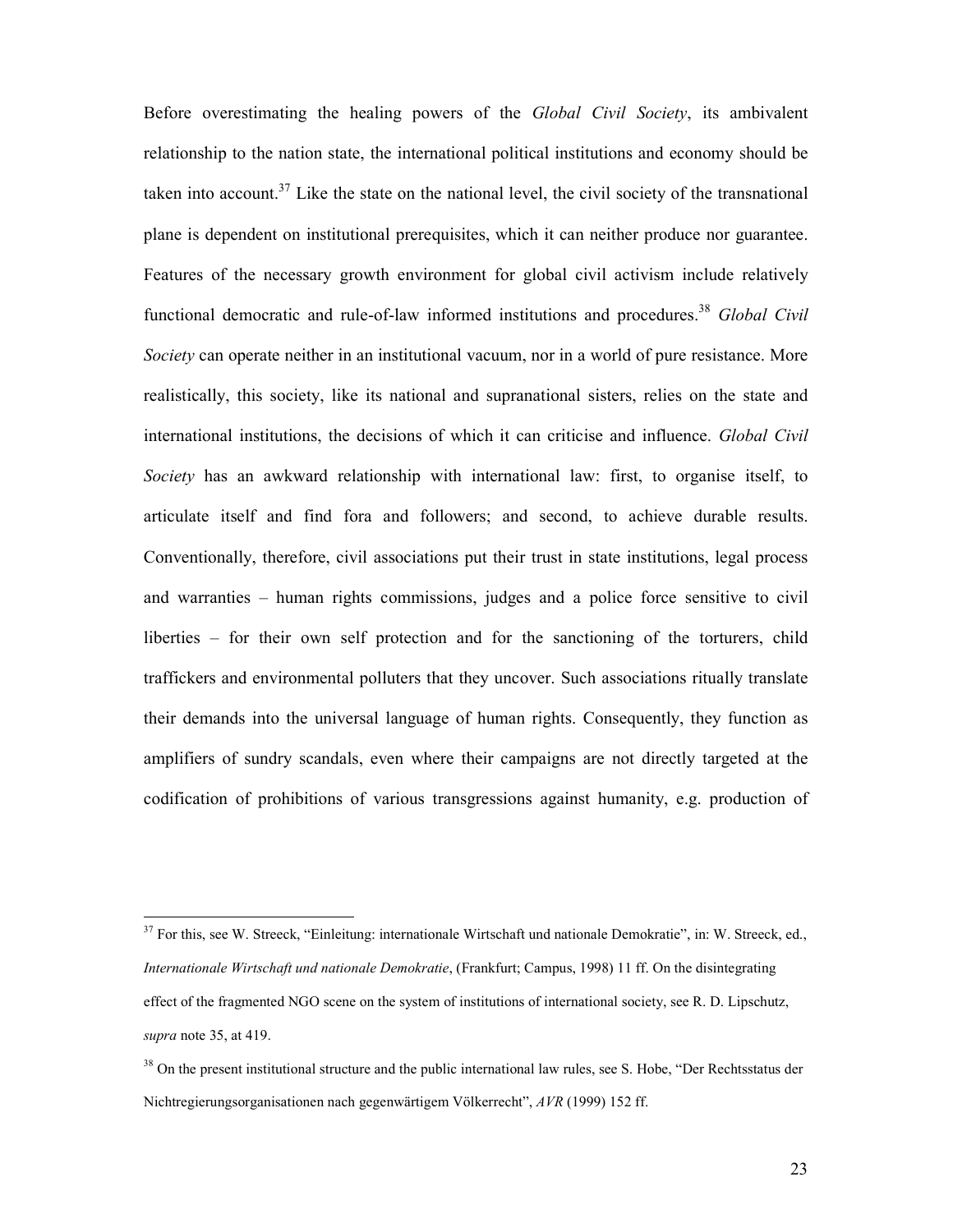Before overestimating the healing powers of the *Global Civil Society*, its ambivalent relationship to the nation state, the international political institutions and economy should be taken into account.[37] Like the state on the national level, the civil society of the transnational plane is dependent on institutional prerequisites, which it can neither produce nor guarantee. Features of the necessary growth environment for global civil activism include relatively functional democratic and rule-of-law informed institutions and procedures.[38] *Global Civil Society* can operate neither in an institutional vacuum, nor in a world of pure resistance. More realistically, this society, like its national and supranational sisters, relies on the state and international institutions, the decisions of which it can criticise and influence. *Global Civil Society* has an awkward relationship with international law: first, to organise itself, to articulate itself and find fora and followers; and second, to achieve durable results. Conventionally, therefore, civil associations put their trust in state institutions, legal process and warranties – human rights commissions, judges and a police force sensitive to civil liberties – for their own self protection and for the sanctioning of the torturers, child traffickers and environmental polluters that they uncover. Such associations ritually translate their demands into the universal language of human rights. Consequently, they function as amplifiers of sundry scandals, even where their campaigns are not directly targeted at the codification of prohibitions of various transgressions against humanity, e.g. production of

---

[37] For this, see W. Streeck, "Einleitung: internationale Wirtschaft und nationale Demokratie", in: W. Streeck, ed., *Internationale Wirtschaft und nationale Demokratie*, (Frankfurt; Campus, 1998) 11 ff. On the disintegrating effect of the fragmented NGO scene on the system of institutions of international society, see R. D. Lipschutz, *supra* note 35, at 419.

[38] On the present institutional structure and the public international law rules, see S. Hobe, "Der Rechtsstatus der Nichtregierungsorganisationen nach gegenwärtigem Völkerrecht", *AVR* (1999) 152 ff.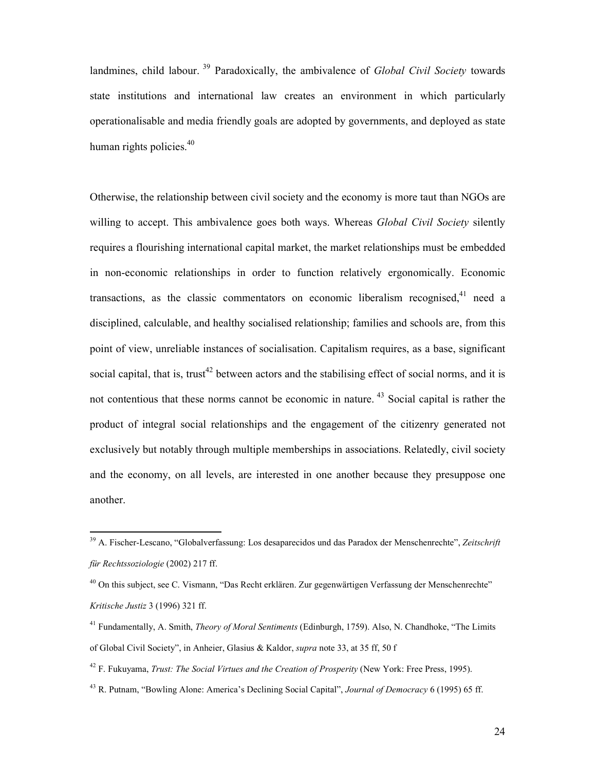landmines, child labour.[39] Paradoxically, the ambivalence of *Global Civil Society* towards state institutions and international law creates an environment in which particularly operationalisable and media friendly goals are adopted by governments, and deployed as state human rights policies.[40]

Otherwise, the relationship between civil society and the economy is more taut than NGOs are willing to accept. This ambivalence goes both ways. Whereas *Global Civil Society* silently requires a flourishing international capital market, the market relationships must be embedded in non-economic relationships in order to function relatively ergonomically. Economic transactions, as the classic commentators on economic liberalism recognised,[41] need a disciplined, calculable, and healthy socialised relationship; families and schools are, from this point of view, unreliable instances of socialisation. Capitalism requires, as a base, significant social capital, that is, trust[42] between actors and the stabilising effect of social norms, and it is not contentious that these norms cannot be economic in nature.[43] Social capital is rather the product of integral social relationships and the engagement of the citizenry generated not exclusively but notably through multiple memberships in associations. Relatedly, civil society and the economy, on all levels, are interested in one another because they presuppose one another.

---

[39] A. Fischer-Lescano, "Globalverfassung: Los desaparecidos und das Paradox der Menschenrechte", *Zeitschrift für Rechtssoziologie* (2002) 217 ff.

[40] On this subject, see C. Vismann, "Das Recht erklären. Zur gegenwärtigen Verfassung der Menschenrechte" *Kritische Justiz* 3 (1996) 321 ff.

[41] Fundamentally, A. Smith, *Theory of Moral Sentiments* (Edinburgh, 1759). Also, N. Chandhoke, "The Limits of Global Civil Society", in Anheier, Glasius & Kaldor, *supra* note 33, at 35 ff, 50 f

[42] F. Fukuyama, *Trust: The Social Virtues and the Creation of Prosperity* (New York: Free Press, 1995).

[43] R. Putnam, "Bowling Alone: America's Declining Social Capital", *Journal of Democracy* 6 (1995) 65 ff.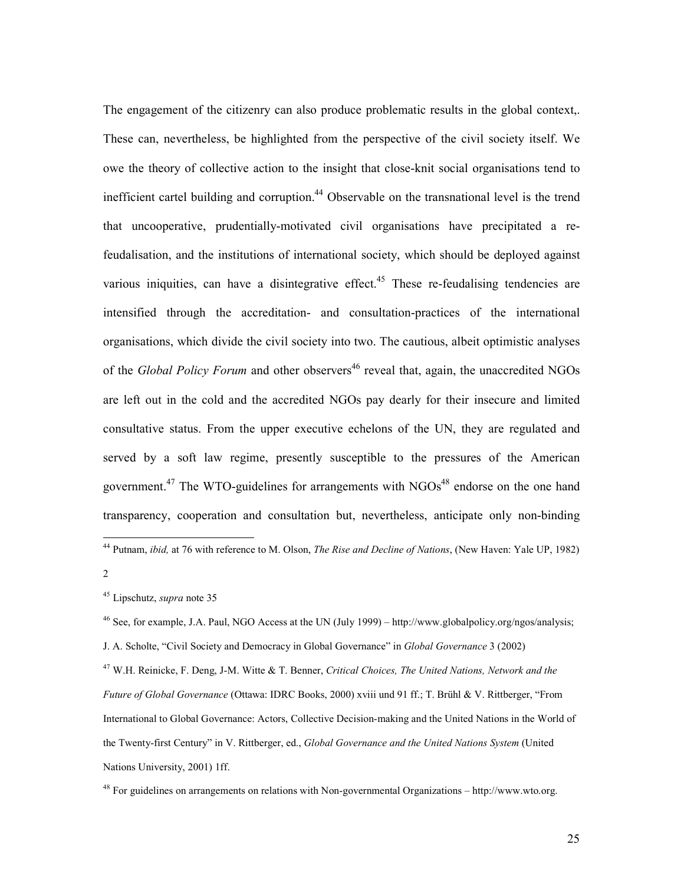The engagement of the citizenry can also produce problematic results in the global context,. These can, nevertheless, be highlighted from the perspective of the civil society itself. We owe the theory of collective action to the insight that close-knit social organisations tend to inefficient cartel building and corruption.[44] Observable on the transnational level is the trend that uncooperative, prudentially-motivated civil organisations have precipitated a re-feudalisation, and the institutions of international society, which should be deployed against various iniquities, can have a disintegrative effect.[45] These re-feudalising tendencies are intensified through the accreditation- and consultation-practices of the international organisations, which divide the civil society into two. The cautious, albeit optimistic analyses of the *Global Policy Forum* and other observers[46] reveal that, again, the unaccredited NGOs are left out in the cold and the accredited NGOs pay dearly for their insecure and limited consultative status. From the upper executive echelons of the UN, they are regulated and served by a soft law regime, presently susceptible to the pressures of the American government.[47] The WTO-guidelines for arrangements with NGOs[48] endorse on the one hand transparency, cooperation and consultation but, nevertheless, anticipate only non-binding

---

[44] Putnam, *ibid,* at 76 with reference to M. Olson, *The Rise and Decline of Nations*, (New Haven: Yale UP, 1982) 2

[45] Lipschutz, *supra* note 35

[46] See, for example, J.A. Paul, NGO Access at the UN (July 1999) – http://www.globalpolicy.org/ngos/analysis; J. A. Scholte, "Civil Society and Democracy in Global Governance" in *Global Governance* 3 (2002)

[47] W.H. Reinicke, F. Deng, J-M. Witte & T. Benner, *Critical Choices, The United Nations, Network and the Future of Global Governance* (Ottawa: IDRC Books, 2000) xviii und 91 ff.; T. Brühl & V. Rittberger, "From International to Global Governance: Actors, Collective Decision-making and the United Nations in the World of the Twenty-first Century" in V. Rittberger, ed., *Global Governance and the United Nations System* (United Nations University, 2001) 1ff.

[48] For guidelines on arrangements on relations with Non-governmental Organizations – http://www.wto.org.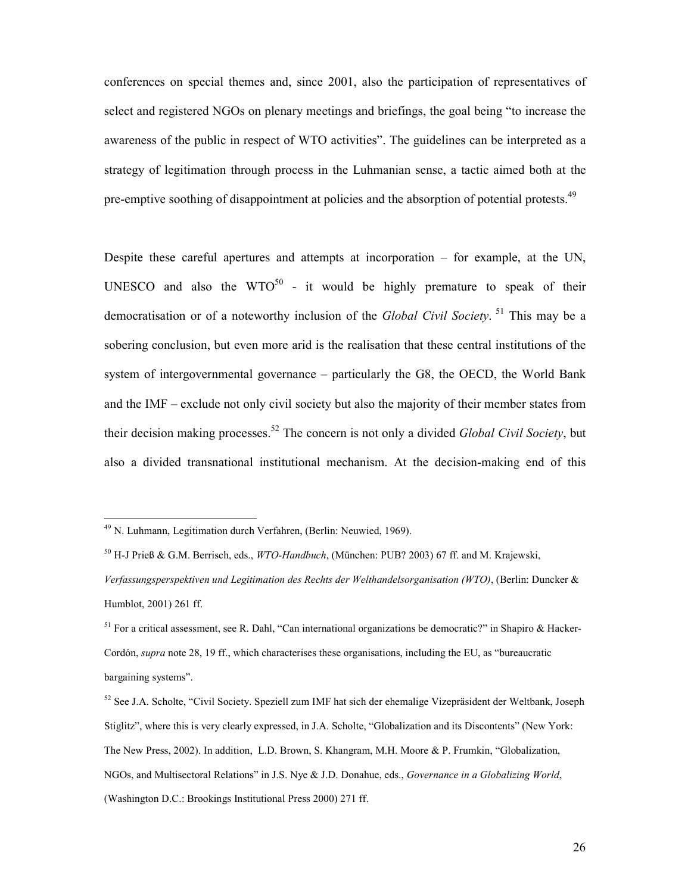conferences on special themes and, since 2001, also the participation of representatives of select and registered NGOs on plenary meetings and briefings, the goal being "to increase the awareness of the public in respect of WTO activities". The guidelines can be interpreted as a strategy of legitimation through process in the Luhmanian sense, a tactic aimed both at the pre-emptive soothing of disappointment at policies and the absorption of potential protests.[49]

Despite these careful apertures and attempts at incorporation – for example, at the UN, UNESCO and also the WTO[50] - it would be highly premature to speak of their democratisation or of a noteworthy inclusion of the *Global Civil Society*. [51] This may be a sobering conclusion, but even more arid is the realisation that these central institutions of the system of intergovernmental governance – particularly the G8, the OECD, the World Bank and the IMF – exclude not only civil society but also the majority of their member states from their decision making processes.[52] The concern is not only a divided *Global Civil Society*, but also a divided transnational institutional mechanism. At the decision-making end of this

---

[49] N. Luhmann, Legitimation durch Verfahren, (Berlin: Neuwied, 1969).

[50] H-J Prieß & G.M. Berrisch, eds., *WTO-Handbuch*, (München: PUB? 2003) 67 ff. and M. Krajewski, *Verfassungsperspektiven und Legitimation des Rechts der Welthandelsorganisation (WTO)*, (Berlin: Duncker & Humblot, 2001) 261 ff.

[51] For a critical assessment, see R. Dahl, "Can international organizations be democratic?" in Shapiro & Hacker-Cordón, *supra* note 28, 19 ff., which characterises these organisations, including the EU, as "bureaucratic bargaining systems".

[52] See J.A. Scholte, "Civil Society. Speziell zum IMF hat sich der ehemalige Vizepräsident der Weltbank, Joseph Stiglitz", where this is very clearly expressed, in J.A. Scholte, "Globalization and its Discontents" (New York: The New Press, 2002). In addition, L.D. Brown, S. Khangram, M.H. Moore & P. Frumkin, "Globalization, NGOs, and Multisectoral Relations" in J.S. Nye & J.D. Donahue, eds., *Governance in a Globalizing World*, (Washington D.C.: Brookings Institutional Press 2000) 271 ff.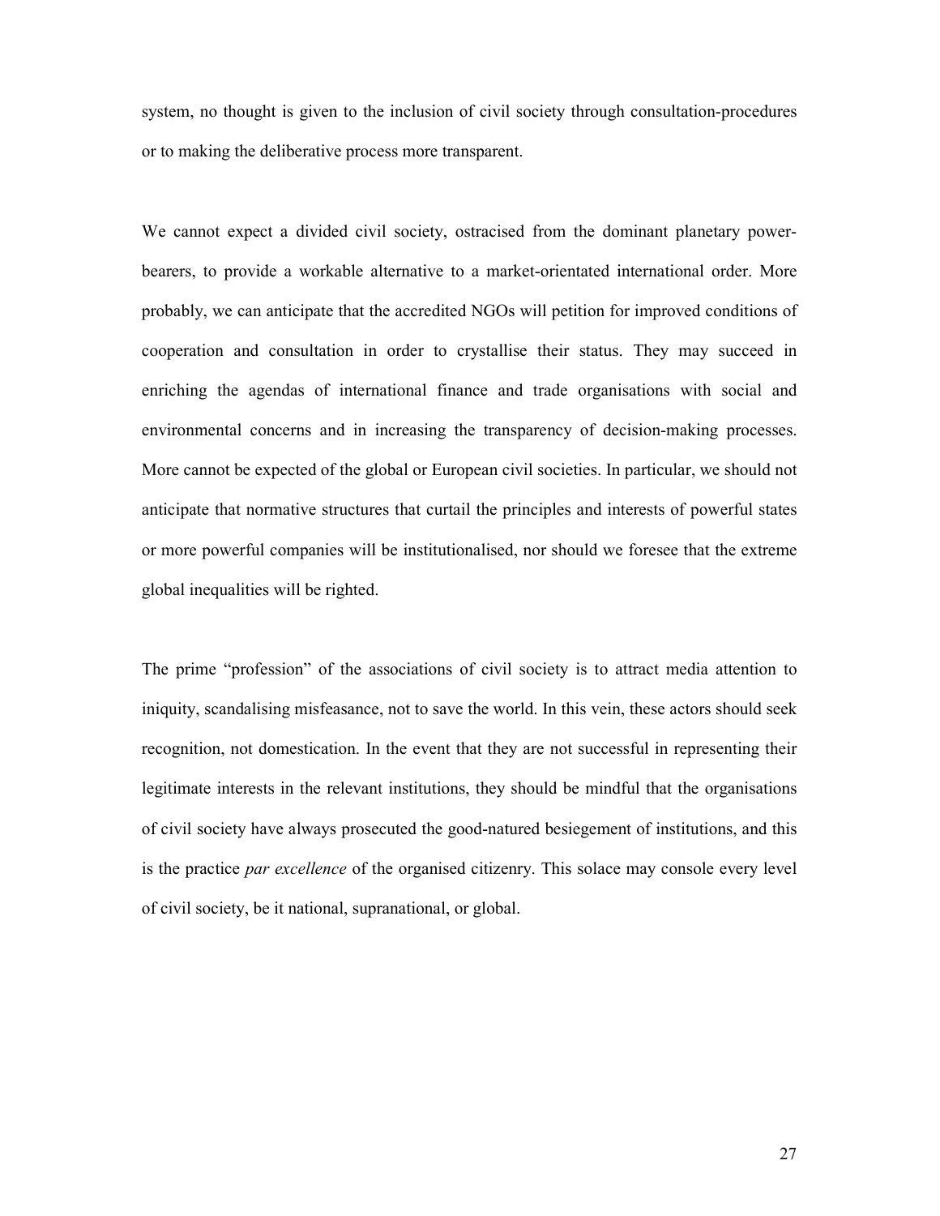system, no thought is given to the inclusion of civil society through consultation-procedures or to making the deliberative process more transparent.

We cannot expect a divided civil society, ostracised from the dominant planetary power-bearers, to provide a workable alternative to a market-orientated international order. More probably, we can anticipate that the accredited NGOs will petition for improved conditions of cooperation and consultation in order to crystallise their status. They may succeed in enriching the agendas of international finance and trade organisations with social and environmental concerns and in increasing the transparency of decision-making processes. More cannot be expected of the global or European civil societies. In particular, we should not anticipate that normative structures that curtail the principles and interests of powerful states or more powerful companies will be institutionalised, nor should we foresee that the extreme global inequalities will be righted.

The prime "profession" of the associations of civil society is to attract media attention to iniquity, scandalising misfeasance, not to save the world. In this vein, these actors should seek recognition, not domestication. In the event that they are not successful in representing their legitimate interests in the relevant institutions, they should be mindful that the organisations of civil society have always prosecuted the good-natured besiegement of institutions, and this is the practice *par excellence* of the organised citizenry. This solace may console every level of civil society, be it national, supranational, or global.